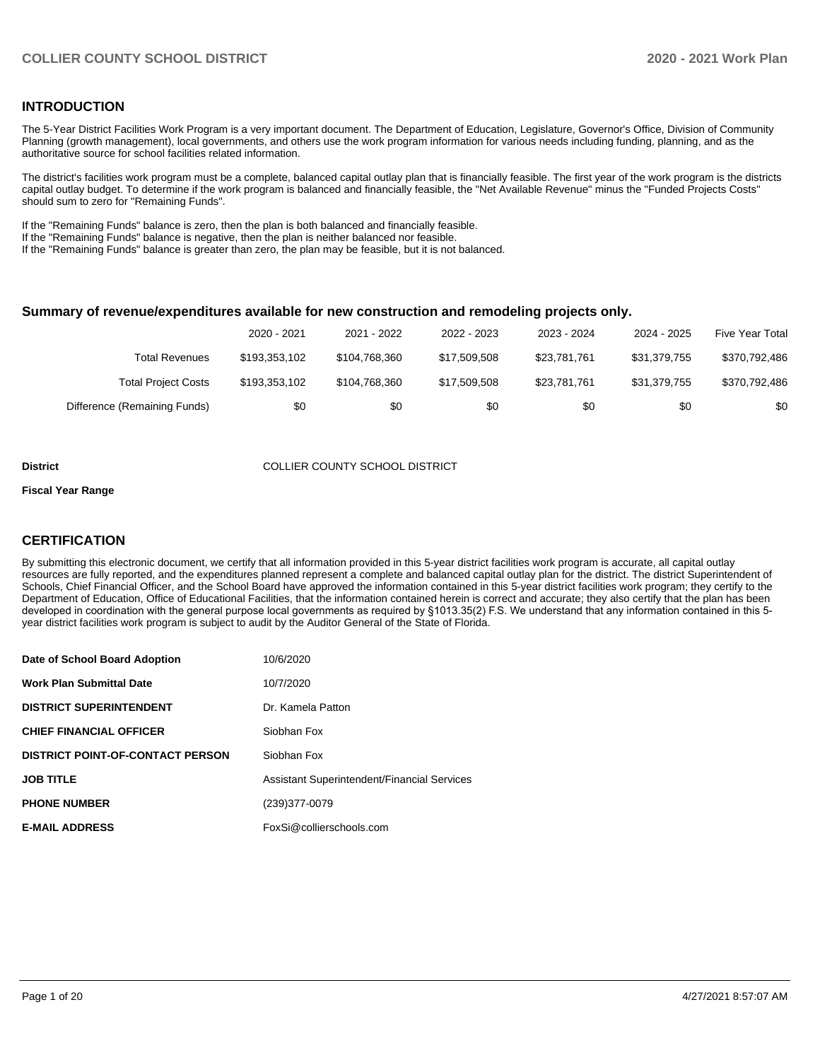## INTRODUCTION

The 5-Year District Facilities Work Program is a very important document. The Department of Education, Legislature, Governor's Office, Division of Community Planning (growth management), local governments, and others use the work program information for various needs including funding, planning, and as the authoritative source for school facilities related information.

The district's facilities work program must be a complete, balanced capital outlay plan that is financially feasible. The first year of the work program is the districts capital outlay budget. To determine if the work program is balanced and financially feasible, the "Net Available Revenue" minus the "Funded Projects Costs" should sum to zero for "Remaining Funds".

If the "Remaining Funds" balance is zero, then the plan is both balanced and financially feasible.
If the "Remaining Funds" balance is negative, then the plan is neither balanced nor feasible.
If the "Remaining Funds" balance is greater than zero, the plan may be feasible, but it is not balanced.

### Summary of revenue/expenditures available for new construction and remodeling projects only.

| | 2020 - 2021 | 2021 - 2022 | 2022 - 2023 | 2023 - 2024 | 2024 - 2025 | Five Year Total |
|---|---|---|---|---|---|---|
| Total Revenues | $193,353,102 | $104,768,360 | $17,509,508 | $23,781,761 | $31,379,755 | $370,792,486 |
| Total Project Costs | $193,353,102 | $104,768,360 | $17,509,508 | $23,781,761 | $31,379,755 | $370,792,486 |
| Difference (Remaining Funds) | $0 | $0 | $0 | $0 | $0 | $0 |

**District** COLLIER COUNTY SCHOOL DISTRICT

**Fiscal Year Range**

## CERTIFICATION

By submitting this electronic document, we certify that all information provided in this 5-year district facilities work program is accurate, all capital outlay resources are fully reported, and the expenditures planned represent a complete and balanced capital outlay plan for the district. The district Superintendent of Schools, Chief Financial Officer, and the School Board have approved the information contained in this 5-year district facilities work program; they certify to the Department of Education, Office of Educational Facilities, that the information contained herein is correct and accurate; they also certify that the plan has been developed in coordination with the general purpose local governments as required by §1013.35(2) F.S. We understand that any information contained in this 5-year district facilities work program is subject to audit by the Auditor General of the State of Florida.

| | |
|---|---|
| **Date of School Board Adoption** | 10/6/2020 |
| **Work Plan Submittal Date** | 10/7/2020 |
| **DISTRICT SUPERINTENDENT** | Dr. Kamela Patton |
| **CHIEF FINANCIAL OFFICER** | Siobhan Fox |
| **DISTRICT POINT-OF-CONTACT PERSON** | Siobhan Fox |
| **JOB TITLE** | Assistant Superintendent/Financial Services |
| **PHONE NUMBER** | (239)377-0079 |
| **E-MAIL ADDRESS** | FoxSi@collierschools.com |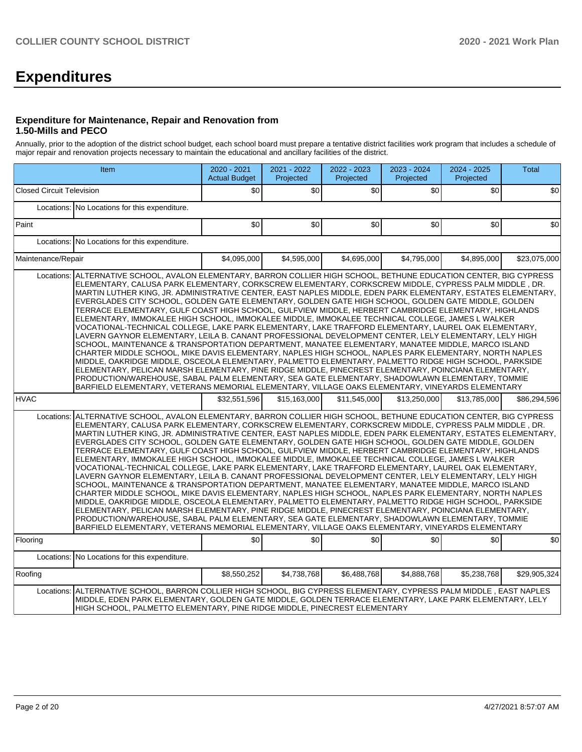# Expenditures

### Expenditure for Maintenance, Repair and Renovation from 1.50-Mills and PECO

Annually, prior to the adoption of the district school budget, each school board must prepare a tentative district facilities work program that includes a schedule of major repair and renovation projects necessary to maintain the educational and ancillary facilities of the district.

| Item | | 2020 - 2021 Actual Budget | 2021 - 2022 Projected | 2022 - 2023 Projected | 2023 - 2024 Projected | 2024 - 2025 Projected | Total |
|---|---|---|---|---|---|---|---|
| Closed Circuit Television | | $0 | $0 | $0 | $0 | $0 | $0 |
| | Locations: | No Locations for this expenditure. | | | | | |
| Paint | | $0 | $0 | $0 | $0 | $0 | $0 |
| | Locations: | No Locations for this expenditure. | | | | | |
| Maintenance/Repair | | $4,095,000 | $4,595,000 | $4,695,000 | $4,795,000 | $4,895,000 | $23,075,000 |
| | Locations: | ALTERNATIVE SCHOOL, AVALON ELEMENTARY, BARRON COLLIER HIGH SCHOOL, BETHUNE EDUCATION CENTER, BIG CYPRESS ELEMENTARY, CALUSA PARK ELEMENTARY, CORKSCREW ELEMENTARY, CORKSCREW MIDDLE, CYPRESS PALM MIDDLE , DR. MARTIN LUTHER KING, JR. ADMINISTRATIVE CENTER, EAST NAPLES MIDDLE, EDEN PARK ELEMENTARY, ESTATES ELEMENTARY, EVERGLADES CITY SCHOOL, GOLDEN GATE ELEMENTARY, GOLDEN GATE HIGH SCHOOL, GOLDEN GATE MIDDLE, GOLDEN TERRACE ELEMENTARY, GULF COAST HIGH SCHOOL, GULFVIEW MIDDLE, HERBERT CAMBRIDGE ELEMENTARY, HIGHLANDS ELEMENTARY, IMMOKALEE HIGH SCHOOL, IMMOKALEE MIDDLE, IMMOKALEE TECHNICAL COLLEGE, JAMES L WALKER VOCATIONAL-TECHNICAL COLLEGE, LAKE PARK ELEMENTARY, LAKE TRAFFORD ELEMENTARY, LAUREL OAK ELEMENTARY, LAVERN GAYNOR ELEMENTARY, LEILA B. CANANT PROFESSIONAL DEVELOPMENT CENTER, LELY ELEMENTARY, LELY HIGH SCHOOL, MAINTENANCE & TRANSPORTATION DEPARTMENT, MANATEE ELEMENTARY, MANATEE MIDDLE, MARCO ISLAND CHARTER MIDDLE SCHOOL, MIKE DAVIS ELEMENTARY, NAPLES HIGH SCHOOL, NAPLES PARK ELEMENTARY, NORTH NAPLES MIDDLE, OAKRIDGE MIDDLE, OSCEOLA ELEMENTARY, PALMETTO ELEMENTARY, PALMETTO RIDGE HIGH SCHOOL, PARKSIDE ELEMENTARY, PELICAN MARSH ELEMENTARY, PINE RIDGE MIDDLE, PINECREST ELEMENTARY, POINCIANA ELEMENTARY, PRODUCTION/WAREHOUSE, SABAL PALM ELEMENTARY, SEA GATE ELEMENTARY, SHADOWLAWN ELEMENTARY, TOMMIE BARFIELD ELEMENTARY, VETERANS MEMORIAL ELEMENTARY, VILLAGE OAKS ELEMENTARY, VINEYARDS ELEMENTARY | | | | | |
| HVAC | | $32,551,596 | $15,163,000 | $11,545,000 | $13,250,000 | $13,785,000 | $86,294,596 |
| | Locations: | ALTERNATIVE SCHOOL, AVALON ELEMENTARY, BARRON COLLIER HIGH SCHOOL, BETHUNE EDUCATION CENTER, BIG CYPRESS ELEMENTARY, CALUSA PARK ELEMENTARY, CORKSCREW ELEMENTARY, CORKSCREW MIDDLE, CYPRESS PALM MIDDLE , DR. MARTIN LUTHER KING, JR. ADMINISTRATIVE CENTER, EAST NAPLES MIDDLE, EDEN PARK ELEMENTARY, ESTATES ELEMENTARY, EVERGLADES CITY SCHOOL, GOLDEN GATE ELEMENTARY, GOLDEN GATE HIGH SCHOOL, GOLDEN GATE MIDDLE, GOLDEN TERRACE ELEMENTARY, GULF COAST HIGH SCHOOL, GULFVIEW MIDDLE, HERBERT CAMBRIDGE ELEMENTARY, HIGHLANDS ELEMENTARY, IMMOKALEE HIGH SCHOOL, IMMOKALEE MIDDLE, IMMOKALEE TECHNICAL COLLEGE, JAMES L WALKER VOCATIONAL-TECHNICAL COLLEGE, LAKE PARK ELEMENTARY, LAKE TRAFFORD ELEMENTARY, LAUREL OAK ELEMENTARY, LAVERN GAYNOR ELEMENTARY, LEILA B. CANANT PROFESSIONAL DEVELOPMENT CENTER, LELY ELEMENTARY, LELY HIGH SCHOOL, MAINTENANCE & TRANSPORTATION DEPARTMENT, MANATEE ELEMENTARY, MANATEE MIDDLE, MARCO ISLAND CHARTER MIDDLE SCHOOL, MIKE DAVIS ELEMENTARY, NAPLES HIGH SCHOOL, NAPLES PARK ELEMENTARY, NORTH NAPLES MIDDLE, OAKRIDGE MIDDLE, OSCEOLA ELEMENTARY, PALMETTO ELEMENTARY, PALMETTO RIDGE HIGH SCHOOL, PARKSIDE ELEMENTARY, PELICAN MARSH ELEMENTARY, PINE RIDGE MIDDLE, PINECREST ELEMENTARY, POINCIANA ELEMENTARY, PRODUCTION/WAREHOUSE, SABAL PALM ELEMENTARY, SEA GATE ELEMENTARY, SHADOWLAWN ELEMENTARY, TOMMIE BARFIELD ELEMENTARY, VETERANS MEMORIAL ELEMENTARY, VILLAGE OAKS ELEMENTARY, VINEYARDS ELEMENTARY | | | | | |
| Flooring | | $0 | $0 | $0 | $0 | $0 | $0 |
| | Locations: | No Locations for this expenditure. | | | | | |
| Roofing | | $8,550,252 | $4,738,768 | $6,488,768 | $4,888,768 | $5,238,768 | $29,905,324 |
| | Locations: | ALTERNATIVE SCHOOL, BARRON COLLIER HIGH SCHOOL, BIG CYPRESS ELEMENTARY, CYPRESS PALM MIDDLE , EAST NAPLES MIDDLE, EDEN PARK ELEMENTARY, GOLDEN GATE MIDDLE, GOLDEN TERRACE ELEMENTARY, LAKE PARK ELEMENTARY, LELY HIGH SCHOOL, PALMETTO ELEMENTARY, PINE RIDGE MIDDLE, PINECREST ELEMENTARY | | | | | |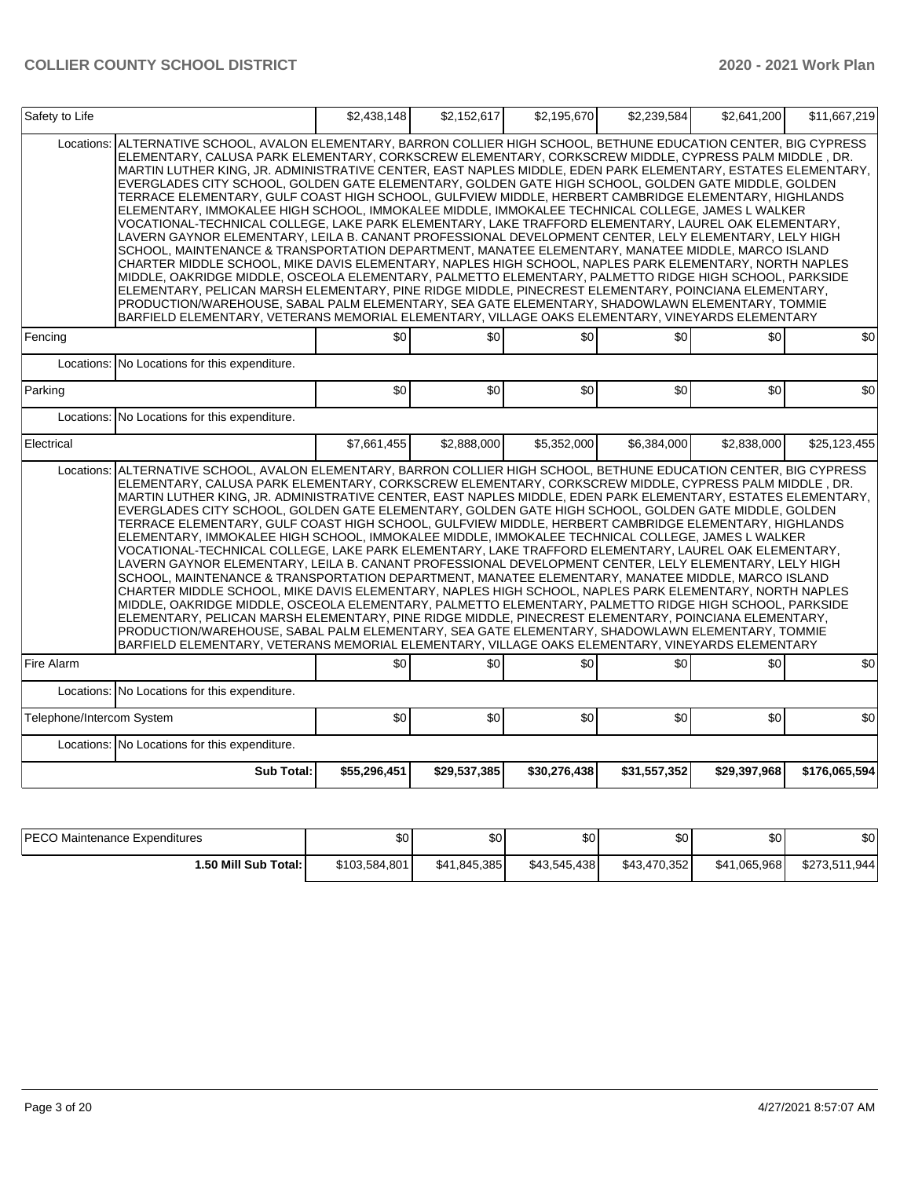| Safety to Life | | $2,438,148 | $2,152,617 | $2,195,670 | $2,239,584 | $2,641,200 | $11,667,219 |
|---|---|---|---|---|---|---|---|
| Locations: | ALTERNATIVE SCHOOL, AVALON ELEMENTARY, BARRON COLLIER HIGH SCHOOL, BETHUNE EDUCATION CENTER, BIG CYPRESS ELEMENTARY, CALUSA PARK ELEMENTARY, CORKSCREW ELEMENTARY, CORKSCREW MIDDLE, CYPRESS PALM MIDDLE , DR. MARTIN LUTHER KING, JR. ADMINISTRATIVE CENTER, EAST NAPLES MIDDLE, EDEN PARK ELEMENTARY, ESTATES ELEMENTARY, EVERGLADES CITY SCHOOL, GOLDEN GATE ELEMENTARY, GOLDEN GATE HIGH SCHOOL, GOLDEN GATE MIDDLE, GOLDEN TERRACE ELEMENTARY, GULF COAST HIGH SCHOOL, GULFVIEW MIDDLE, HERBERT CAMBRIDGE ELEMENTARY, HIGHLANDS ELEMENTARY, IMMOKALEE HIGH SCHOOL, IMMOKALEE MIDDLE, IMMOKALEE TECHNICAL COLLEGE, JAMES L WALKER VOCATIONAL-TECHNICAL COLLEGE, LAKE PARK ELEMENTARY, LAKE TRAFFORD ELEMENTARY, LAUREL OAK ELEMENTARY, LAVERN GAYNOR ELEMENTARY, LEILA B. CANANT PROFESSIONAL DEVELOPMENT CENTER, LELY ELEMENTARY, LELY HIGH SCHOOL, MAINTENANCE & TRANSPORTATION DEPARTMENT, MANATEE ELEMENTARY, MANATEE MIDDLE, MARCO ISLAND CHARTER MIDDLE SCHOOL, MIKE DAVIS ELEMENTARY, NAPLES HIGH SCHOOL, NAPLES PARK ELEMENTARY, NORTH NAPLES MIDDLE, OAKRIDGE MIDDLE, OSCEOLA ELEMENTARY, PALMETTO ELEMENTARY, PALMETTO RIDGE HIGH SCHOOL, PARKSIDE ELEMENTARY, PELICAN MARSH ELEMENTARY, PINE RIDGE MIDDLE, PINECREST ELEMENTARY, POINCIANA ELEMENTARY, PRODUCTION/WAREHOUSE, SABAL PALM ELEMENTARY, SEA GATE ELEMENTARY, SHADOWLAWN ELEMENTARY, TOMMIE BARFIELD ELEMENTARY, VETERANS MEMORIAL ELEMENTARY, VILLAGE OAKS ELEMENTARY, VINEYARDS ELEMENTARY | | | | | | |
| Fencing | | $0 | $0 | $0 | $0 | $0 | $0 |
| Locations: | No Locations for this expenditure. | | | | | | |
| Parking | | $0 | $0 | $0 | $0 | $0 | $0 |
| Locations: | No Locations for this expenditure. | | | | | | |
| Electrical | | $7,661,455 | $2,888,000 | $5,352,000 | $6,384,000 | $2,838,000 | $25,123,455 |
| Locations: | ALTERNATIVE SCHOOL, AVALON ELEMENTARY, BARRON COLLIER HIGH SCHOOL, BETHUNE EDUCATION CENTER, BIG CYPRESS ELEMENTARY, CALUSA PARK ELEMENTARY, CORKSCREW ELEMENTARY, CORKSCREW MIDDLE, CYPRESS PALM MIDDLE , DR. MARTIN LUTHER KING, JR. ADMINISTRATIVE CENTER, EAST NAPLES MIDDLE, EDEN PARK ELEMENTARY, ESTATES ELEMENTARY, EVERGLADES CITY SCHOOL, GOLDEN GATE ELEMENTARY, GOLDEN GATE HIGH SCHOOL, GOLDEN GATE MIDDLE, GOLDEN TERRACE ELEMENTARY, GULF COAST HIGH SCHOOL, GULFVIEW MIDDLE, HERBERT CAMBRIDGE ELEMENTARY, HIGHLANDS ELEMENTARY, IMMOKALEE HIGH SCHOOL, IMMOKALEE MIDDLE, IMMOKALEE TECHNICAL COLLEGE, JAMES L WALKER VOCATIONAL-TECHNICAL COLLEGE, LAKE PARK ELEMENTARY, LAKE TRAFFORD ELEMENTARY, LAUREL OAK ELEMENTARY, LAVERN GAYNOR ELEMENTARY, LEILA B. CANANT PROFESSIONAL DEVELOPMENT CENTER, LELY ELEMENTARY, LELY HIGH SCHOOL, MAINTENANCE & TRANSPORTATION DEPARTMENT, MANATEE ELEMENTARY, MANATEE MIDDLE, MARCO ISLAND CHARTER MIDDLE SCHOOL, MIKE DAVIS ELEMENTARY, NAPLES HIGH SCHOOL, NAPLES PARK ELEMENTARY, NORTH NAPLES MIDDLE, OAKRIDGE MIDDLE, OSCEOLA ELEMENTARY, PALMETTO ELEMENTARY, PALMETTO RIDGE HIGH SCHOOL, PARKSIDE ELEMENTARY, PELICAN MARSH ELEMENTARY, PINE RIDGE MIDDLE, PINECREST ELEMENTARY, POINCIANA ELEMENTARY, PRODUCTION/WAREHOUSE, SABAL PALM ELEMENTARY, SEA GATE ELEMENTARY, SHADOWLAWN ELEMENTARY, TOMMIE BARFIELD ELEMENTARY, VETERANS MEMORIAL ELEMENTARY, VILLAGE OAKS ELEMENTARY, VINEYARDS ELEMENTARY | | | | | | |
| Fire Alarm | | $0 | $0 | $0 | $0 | $0 | $0 |
| Locations: | No Locations for this expenditure. | | | | | | |
| Telephone/Intercom System | | $0 | $0 | $0 | $0 | $0 | $0 |
| Locations: | No Locations for this expenditure. | | | | | | |
| | **Sub Total:** | **$55,296,451** | **$29,537,385** | **$30,276,438** | **$31,557,352** | **$29,397,968** | **$176,065,594** |

| PECO Maintenance Expenditures | $0 | $0 | $0 | $0 | $0 | $0 |
|---|---|---|---|---|---|---|
| **1.50 Mill Sub Total:** | $103,584,801 | $41,845,385 | $43,545,438 | $43,470,352 | $41,065,968 | $273,511,944 |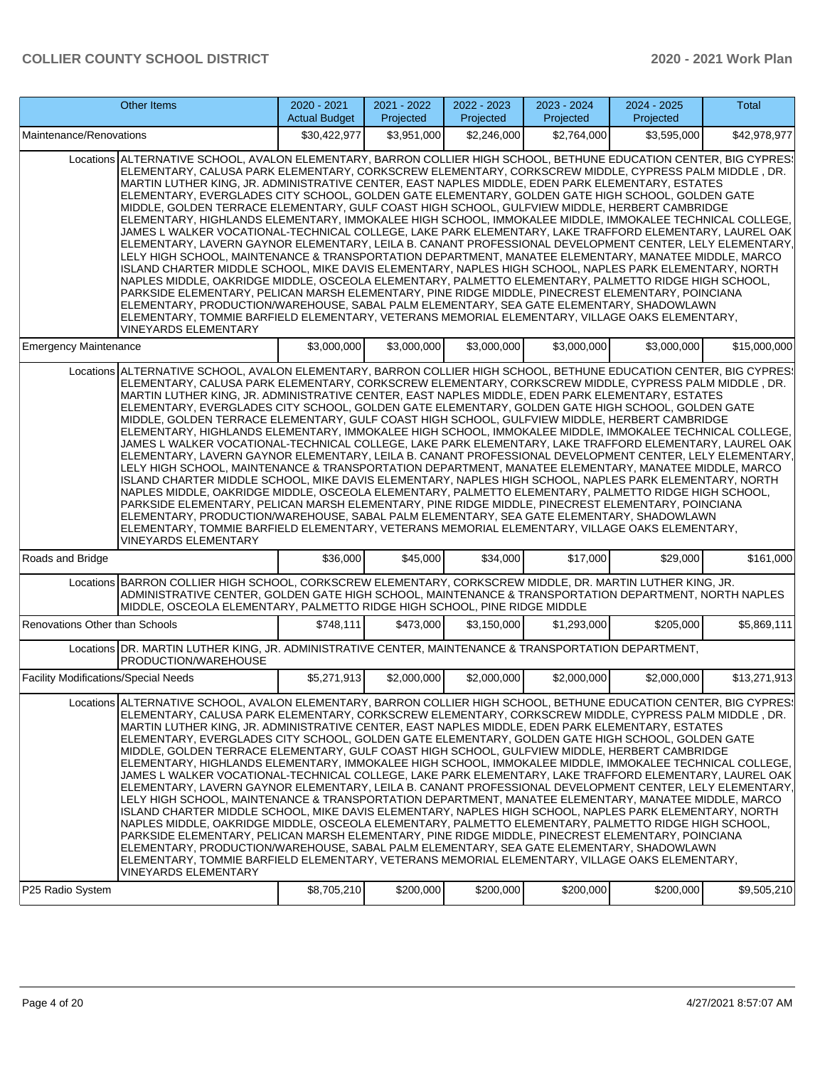| Other Items | 2020 - 2021 Actual Budget | 2021 - 2022 Projected | 2022 - 2023 Projected | 2023 - 2024 Projected | 2024 - 2025 Projected | Total |
|---|---|---|---|---|---|---|
| Maintenance/Renovations | $30,422,977 | $3,951,000 | $2,246,000 | $2,764,000 | $3,595,000 | $42,978,977 |
| Locations ALTERNATIVE SCHOOL, AVALON ELEMENTARY, BARRON COLLIER HIGH SCHOOL, BETHUNE EDUCATION CENTER, BIG CYPRESS ELEMENTARY, CALUSA PARK ELEMENTARY, CORKSCREW ELEMENTARY, CORKSCREW MIDDLE, CYPRESS PALM MIDDLE , DR. MARTIN LUTHER KING, JR. ADMINISTRATIVE CENTER, EAST NAPLES MIDDLE, EDEN PARK ELEMENTARY, ESTATES ELEMENTARY, EVERGLADES CITY SCHOOL, GOLDEN GATE ELEMENTARY, GOLDEN GATE HIGH SCHOOL, GOLDEN GATE MIDDLE, GOLDEN TERRACE ELEMENTARY, GULF COAST HIGH SCHOOL, GULFVIEW MIDDLE, HERBERT CAMBRIDGE ELEMENTARY, HIGHLANDS ELEMENTARY, IMMOKALEE HIGH SCHOOL, IMMOKALEE MIDDLE, IMMOKALEE TECHNICAL COLLEGE, JAMES L WALKER VOCATIONAL-TECHNICAL COLLEGE, LAKE PARK ELEMENTARY, LAKE TRAFFORD ELEMENTARY, LAUREL OAK ELEMENTARY, LAVERN GAYNOR ELEMENTARY, LEILA B. CANANT PROFESSIONAL DEVELOPMENT CENTER, LELY ELEMENTARY, LELY HIGH SCHOOL, MAINTENANCE & TRANSPORTATION DEPARTMENT, MANATEE ELEMENTARY, MANATEE MIDDLE, MARCO ISLAND CHARTER MIDDLE SCHOOL, MIKE DAVIS ELEMENTARY, NAPLES HIGH SCHOOL, NAPLES PARK ELEMENTARY, NORTH NAPLES MIDDLE, OAKRIDGE MIDDLE, OSCEOLA ELEMENTARY, PALMETTO ELEMENTARY, PALMETTO RIDGE HIGH SCHOOL, PARKSIDE ELEMENTARY, PELICAN MARSH ELEMENTARY, PINE RIDGE MIDDLE, PINECREST ELEMENTARY, POINCIANA ELEMENTARY, PRODUCTION/WAREHOUSE, SABAL PALM ELEMENTARY, SEA GATE ELEMENTARY, SHADOWLAWN ELEMENTARY, TOMMIE BARFIELD ELEMENTARY, VETERANS MEMORIAL ELEMENTARY, VILLAGE OAKS ELEMENTARY, VINEYARDS ELEMENTARY | | | | | | |
| Emergency Maintenance | $3,000,000 | $3,000,000 | $3,000,000 | $3,000,000 | $3,000,000 | $15,000,000 |
| Locations ALTERNATIVE SCHOOL, AVALON ELEMENTARY, BARRON COLLIER HIGH SCHOOL, BETHUNE EDUCATION CENTER, BIG CYPRESS ELEMENTARY, CALUSA PARK ELEMENTARY, CORKSCREW ELEMENTARY, CORKSCREW MIDDLE, CYPRESS PALM MIDDLE , DR. MARTIN LUTHER KING, JR. ADMINISTRATIVE CENTER, EAST NAPLES MIDDLE, EDEN PARK ELEMENTARY, ESTATES ELEMENTARY, EVERGLADES CITY SCHOOL, GOLDEN GATE ELEMENTARY, GOLDEN GATE HIGH SCHOOL, GOLDEN GATE MIDDLE, GOLDEN TERRACE ELEMENTARY, GULF COAST HIGH SCHOOL, GULFVIEW MIDDLE, HERBERT CAMBRIDGE ELEMENTARY, HIGHLANDS ELEMENTARY, IMMOKALEE HIGH SCHOOL, IMMOKALEE MIDDLE, IMMOKALEE TECHNICAL COLLEGE, JAMES L WALKER VOCATIONAL-TECHNICAL COLLEGE, LAKE PARK ELEMENTARY, LAKE TRAFFORD ELEMENTARY, LAUREL OAK ELEMENTARY, LAVERN GAYNOR ELEMENTARY, LEILA B. CANANT PROFESSIONAL DEVELOPMENT CENTER, LELY ELEMENTARY, LELY HIGH SCHOOL, MAINTENANCE & TRANSPORTATION DEPARTMENT, MANATEE ELEMENTARY, MANATEE MIDDLE, MARCO ISLAND CHARTER MIDDLE SCHOOL, MIKE DAVIS ELEMENTARY, NAPLES HIGH SCHOOL, NAPLES PARK ELEMENTARY, NORTH NAPLES MIDDLE, OAKRIDGE MIDDLE, OSCEOLA ELEMENTARY, PALMETTO ELEMENTARY, PALMETTO RIDGE HIGH SCHOOL, PARKSIDE ELEMENTARY, PELICAN MARSH ELEMENTARY, PINE RIDGE MIDDLE, PINECREST ELEMENTARY, POINCIANA ELEMENTARY, PRODUCTION/WAREHOUSE, SABAL PALM ELEMENTARY, SEA GATE ELEMENTARY, SHADOWLAWN ELEMENTARY, TOMMIE BARFIELD ELEMENTARY, VETERANS MEMORIAL ELEMENTARY, VILLAGE OAKS ELEMENTARY, VINEYARDS ELEMENTARY | | | | | | |
| Roads and Bridge | $36,000 | $45,000 | $34,000 | $17,000 | $29,000 | $161,000 |
| Locations BARRON COLLIER HIGH SCHOOL, CORKSCREW ELEMENTARY, CORKSCREW MIDDLE, DR. MARTIN LUTHER KING, JR. ADMINISTRATIVE CENTER, GOLDEN GATE HIGH SCHOOL, MAINTENANCE & TRANSPORTATION DEPARTMENT, NORTH NAPLES MIDDLE, OSCEOLA ELEMENTARY, PALMETTO RIDGE HIGH SCHOOL, PINE RIDGE MIDDLE | | | | | | |
| Renovations Other than Schools | $748,111 | $473,000 | $3,150,000 | $1,293,000 | $205,000 | $5,869,111 |
| Locations DR. MARTIN LUTHER KING, JR. ADMINISTRATIVE CENTER, MAINTENANCE & TRANSPORTATION DEPARTMENT, PRODUCTION/WAREHOUSE | | | | | | |
| Facility Modifications/Special Needs | $5,271,913 | $2,000,000 | $2,000,000 | $2,000,000 | $2,000,000 | $13,271,913 |
| Locations ALTERNATIVE SCHOOL, AVALON ELEMENTARY, BARRON COLLIER HIGH SCHOOL, BETHUNE EDUCATION CENTER, BIG CYPRESS ELEMENTARY, CALUSA PARK ELEMENTARY, CORKSCREW ELEMENTARY, CORKSCREW MIDDLE, CYPRESS PALM MIDDLE , DR. MARTIN LUTHER KING, JR. ADMINISTRATIVE CENTER, EAST NAPLES MIDDLE, EDEN PARK ELEMENTARY, ESTATES ELEMENTARY, EVERGLADES CITY SCHOOL, GOLDEN GATE ELEMENTARY, GOLDEN GATE HIGH SCHOOL, GOLDEN GATE MIDDLE, GOLDEN TERRACE ELEMENTARY, GULF COAST HIGH SCHOOL, GULFVIEW MIDDLE, HERBERT CAMBRIDGE ELEMENTARY, HIGHLANDS ELEMENTARY, IMMOKALEE HIGH SCHOOL, IMMOKALEE MIDDLE, IMMOKALEE TECHNICAL COLLEGE, JAMES L WALKER VOCATIONAL-TECHNICAL COLLEGE, LAKE PARK ELEMENTARY, LAKE TRAFFORD ELEMENTARY, LAUREL OAK ELEMENTARY, LAVERN GAYNOR ELEMENTARY, LEILA B. CANANT PROFESSIONAL DEVELOPMENT CENTER, LELY ELEMENTARY, LELY HIGH SCHOOL, MAINTENANCE & TRANSPORTATION DEPARTMENT, MANATEE ELEMENTARY, MANATEE MIDDLE, MARCO ISLAND CHARTER MIDDLE SCHOOL, MIKE DAVIS ELEMENTARY, NAPLES HIGH SCHOOL, NAPLES PARK ELEMENTARY, NORTH NAPLES MIDDLE, OAKRIDGE MIDDLE, OSCEOLA ELEMENTARY, PALMETTO ELEMENTARY, PALMETTO RIDGE HIGH SCHOOL, PARKSIDE ELEMENTARY, PELICAN MARSH ELEMENTARY, PINE RIDGE MIDDLE, PINECREST ELEMENTARY, POINCIANA ELEMENTARY, PRODUCTION/WAREHOUSE, SABAL PALM ELEMENTARY, SEA GATE ELEMENTARY, SHADOWLAWN ELEMENTARY, TOMMIE BARFIELD ELEMENTARY, VETERANS MEMORIAL ELEMENTARY, VILLAGE OAKS ELEMENTARY, VINEYARDS ELEMENTARY | | | | | | |
| P25 Radio System | $8,705,210 | $200,000 | $200,000 | $200,000 | $200,000 | $9,505,210 |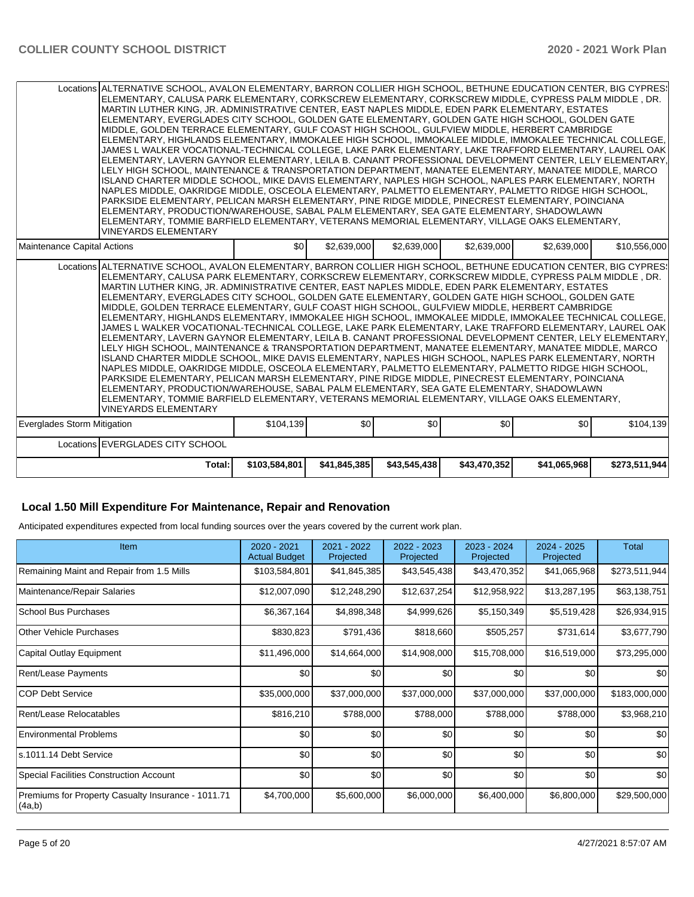| | | | | | | |
|---|---|---|---|---|---|---|
| Locations | ALTERNATIVE SCHOOL, AVALON ELEMENTARY, BARRON COLLIER HIGH SCHOOL, BETHUNE EDUCATION CENTER, BIG CYPRESS ELEMENTARY, CALUSA PARK ELEMENTARY, CORKSCREW ELEMENTARY, CORKSCREW MIDDLE, CYPRESS PALM MIDDLE , DR. MARTIN LUTHER KING, JR. ADMINISTRATIVE CENTER, EAST NAPLES MIDDLE, EDEN PARK ELEMENTARY, ESTATES ELEMENTARY, EVERGLADES CITY SCHOOL, GOLDEN GATE ELEMENTARY, GOLDEN GATE HIGH SCHOOL, GOLDEN GATE MIDDLE, GOLDEN TERRACE ELEMENTARY, GULF COAST HIGH SCHOOL, GULFVIEW MIDDLE, HERBERT CAMBRIDGE ELEMENTARY, HIGHLANDS ELEMENTARY, IMMOKALEE HIGH SCHOOL, IMMOKALEE MIDDLE, IMMOKALEE TECHNICAL COLLEGE, JAMES L WALKER VOCATIONAL-TECHNICAL COLLEGE, LAKE PARK ELEMENTARY, LAKE TRAFFORD ELEMENTARY, LAUREL OAK ELEMENTARY, LAVERN GAYNOR ELEMENTARY, LEILA B. CANANT PROFESSIONAL DEVELOPMENT CENTER, LELY ELEMENTARY, LELY HIGH SCHOOL, MAINTENANCE & TRANSPORTATION DEPARTMENT, MANATEE ELEMENTARY, MANATEE MIDDLE, MARCO ISLAND CHARTER MIDDLE SCHOOL, MIKE DAVIS ELEMENTARY, NAPLES HIGH SCHOOL, NAPLES PARK ELEMENTARY, NORTH NAPLES MIDDLE, OAKRIDGE MIDDLE, OSCEOLA ELEMENTARY, PALMETTO ELEMENTARY, PALMETTO RIDGE HIGH SCHOOL, PARKSIDE ELEMENTARY, PELICAN MARSH ELEMENTARY, PINE RIDGE MIDDLE, PINECREST ELEMENTARY, POINCIANA ELEMENTARY, PRODUCTION/WAREHOUSE, SABAL PALM ELEMENTARY, SEA GATE ELEMENTARY, SHADOWLAWN ELEMENTARY, TOMMIE BARFIELD ELEMENTARY, VETERANS MEMORIAL ELEMENTARY, VILLAGE OAKS ELEMENTARY, VINEYARDS ELEMENTARY | | | | | |
| Maintenance Capital Actions | $0 | $2,639,000 | $2,639,000 | $2,639,000 | $2,639,000 | $10,556,000 |
| Locations | ALTERNATIVE SCHOOL, AVALON ELEMENTARY, BARRON COLLIER HIGH SCHOOL, BETHUNE EDUCATION CENTER, BIG CYPRESS ELEMENTARY, CALUSA PARK ELEMENTARY, CORKSCREW ELEMENTARY, CORKSCREW MIDDLE, CYPRESS PALM MIDDLE , DR. MARTIN LUTHER KING, JR. ADMINISTRATIVE CENTER, EAST NAPLES MIDDLE, EDEN PARK ELEMENTARY, ESTATES ELEMENTARY, EVERGLADES CITY SCHOOL, GOLDEN GATE ELEMENTARY, GOLDEN GATE HIGH SCHOOL, GOLDEN GATE MIDDLE, GOLDEN TERRACE ELEMENTARY, GULF COAST HIGH SCHOOL, GULFVIEW MIDDLE, HERBERT CAMBRIDGE ELEMENTARY, HIGHLANDS ELEMENTARY, IMMOKALEE HIGH SCHOOL, IMMOKALEE MIDDLE, IMMOKALEE TECHNICAL COLLEGE, JAMES L WALKER VOCATIONAL-TECHNICAL COLLEGE, LAKE PARK ELEMENTARY, LAKE TRAFFORD ELEMENTARY, LAUREL OAK ELEMENTARY, LAVERN GAYNOR ELEMENTARY, LEILA B. CANANT PROFESSIONAL DEVELOPMENT CENTER, LELY ELEMENTARY, LELY HIGH SCHOOL, MAINTENANCE & TRANSPORTATION DEPARTMENT, MANATEE ELEMENTARY, MANATEE MIDDLE, MARCO ISLAND CHARTER MIDDLE SCHOOL, MIKE DAVIS ELEMENTARY, NAPLES HIGH SCHOOL, NAPLES PARK ELEMENTARY, NORTH NAPLES MIDDLE, OAKRIDGE MIDDLE, OSCEOLA ELEMENTARY, PALMETTO ELEMENTARY, PALMETTO RIDGE HIGH SCHOOL, PARKSIDE ELEMENTARY, PELICAN MARSH ELEMENTARY, PINE RIDGE MIDDLE, PINECREST ELEMENTARY, POINCIANA ELEMENTARY, PRODUCTION/WAREHOUSE, SABAL PALM ELEMENTARY, SEA GATE ELEMENTARY, SHADOWLAWN ELEMENTARY, TOMMIE BARFIELD ELEMENTARY, VETERANS MEMORIAL ELEMENTARY, VILLAGE OAKS ELEMENTARY, VINEYARDS ELEMENTARY | | | | | |
| Everglades Storm Mitigation | $104,139 | $0 | $0 | $0 | $0 | $104,139 |
| Locations | EVERGLADES CITY SCHOOL | | | | | |
| Total: | $103,584,801 | $41,845,385 | $43,545,438 | $43,470,352 | $41,065,968 | $273,511,944 |

## Local 1.50 Mill Expenditure For Maintenance, Repair and Renovation

Anticipated expenditures expected from local funding sources over the years covered by the current work plan.

| Item | 2020 - 2021 Actual Budget | 2021 - 2022 Projected | 2022 - 2023 Projected | 2023 - 2024 Projected | 2024 - 2025 Projected | Total |
|---|---|---|---|---|---|---|
| Remaining Maint and Repair from 1.5 Mills | $103,584,801 | $41,845,385 | $43,545,438 | $43,470,352 | $41,065,968 | $273,511,944 |
| Maintenance/Repair Salaries | $12,007,090 | $12,248,290 | $12,637,254 | $12,958,922 | $13,287,195 | $63,138,751 |
| School Bus Purchases | $6,367,164 | $4,898,348 | $4,999,626 | $5,150,349 | $5,519,428 | $26,934,915 |
| Other Vehicle Purchases | $830,823 | $791,436 | $818,660 | $505,257 | $731,614 | $3,677,790 |
| Capital Outlay Equipment | $11,496,000 | $14,664,000 | $14,908,000 | $15,708,000 | $16,519,000 | $73,295,000 |
| Rent/Lease Payments | $0 | $0 | $0 | $0 | $0 | $0 |
| COP Debt Service | $35,000,000 | $37,000,000 | $37,000,000 | $37,000,000 | $37,000,000 | $183,000,000 |
| Rent/Lease Relocatables | $816,210 | $788,000 | $788,000 | $788,000 | $788,000 | $3,968,210 |
| Environmental Problems | $0 | $0 | $0 | $0 | $0 | $0 |
| s.1011.14 Debt Service | $0 | $0 | $0 | $0 | $0 | $0 |
| Special Facilities Construction Account | $0 | $0 | $0 | $0 | $0 | $0 |
| Premiums for Property Casualty Insurance - 1011.71 (4a,b) | $4,700,000 | $5,600,000 | $6,000,000 | $6,400,000 | $6,800,000 | $29,500,000 |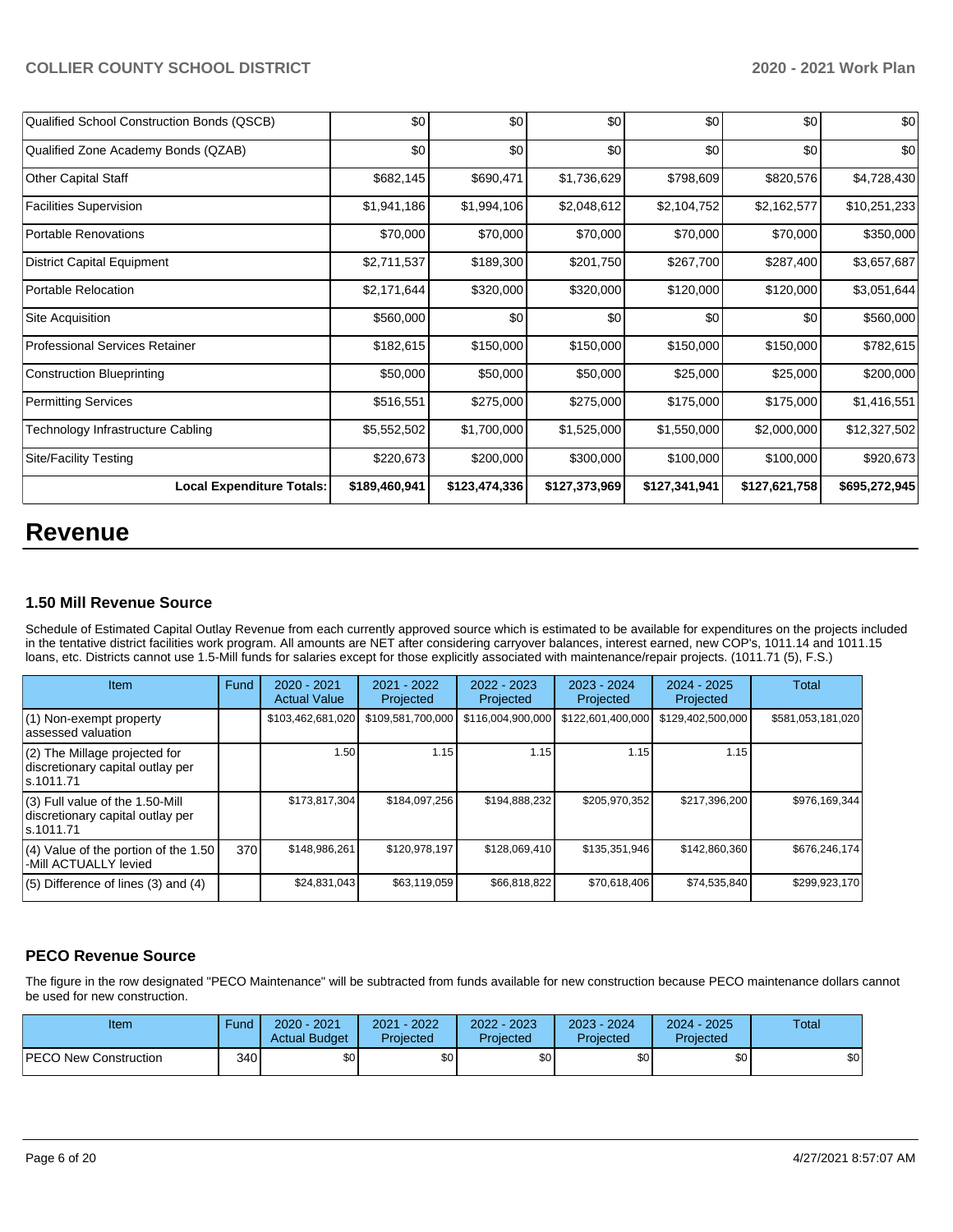| | | | | | | |
|---|---|---|---|---|---|---|
| Qualified School Construction Bonds (QSCB) | $0 | $0 | $0 | $0 | $0 | $0 |
| Qualified Zone Academy Bonds (QZAB) | $0 | $0 | $0 | $0 | $0 | $0 |
| Other Capital Staff | $682,145 | $690,471 | $1,736,629 | $798,609 | $820,576 | $4,728,430 |
| Facilities Supervision | $1,941,186 | $1,994,106 | $2,048,612 | $2,104,752 | $2,162,577 | $10,251,233 |
| Portable Renovations | $70,000 | $70,000 | $70,000 | $70,000 | $70,000 | $350,000 |
| District Capital Equipment | $2,711,537 | $189,300 | $201,750 | $267,700 | $287,400 | $3,657,687 |
| Portable Relocation | $2,171,644 | $320,000 | $320,000 | $120,000 | $120,000 | $3,051,644 |
| Site Acquisition | $560,000 | $0 | $0 | $0 | $0 | $560,000 |
| Professional Services Retainer | $182,615 | $150,000 | $150,000 | $150,000 | $150,000 | $782,615 |
| Construction Blueprinting | $50,000 | $50,000 | $50,000 | $25,000 | $25,000 | $200,000 |
| Permitting Services | $516,551 | $275,000 | $275,000 | $175,000 | $175,000 | $1,416,551 |
| Technology Infrastructure Cabling | $5,552,502 | $1,700,000 | $1,525,000 | $1,550,000 | $2,000,000 | $12,327,502 |
| Site/Facility Testing | $220,673 | $200,000 | $300,000 | $100,000 | $100,000 | $920,673 |
| **Local Expenditure Totals:** | **$189,460,941** | **$123,474,336** | **$127,373,969** | **$127,341,941** | **$127,621,758** | **$695,272,945** |

# Revenue

### 1.50 Mill Revenue Source

Schedule of Estimated Capital Outlay Revenue from each currently approved source which is estimated to be available for expenditures on the projects included in the tentative district facilities work program. All amounts are NET after considering carryover balances, interest earned, new COP's, 1011.14 and 1011.15 loans, etc. Districts cannot use 1.5-Mill funds for salaries except for those explicitly associated with maintenance/repair projects. (1011.71 (5), F.S.)

| Item | Fund | 2020 - 2021 Actual Value | 2021 - 2022 Projected | 2022 - 2023 Projected | 2023 - 2024 Projected | 2024 - 2025 Projected | Total |
|---|---|---|---|---|---|---|---|
| (1) Non-exempt property assessed valuation | | $103,462,681,020 | $109,581,700,000 | $116,004,900,000 | $122,601,400,000 | $129,402,500,000 | $581,053,181,020 |
| (2) The Millage projected for discretionary capital outlay per s.1011.71 | | 1.50 | 1.15 | 1.15 | 1.15 | 1.15 | |
| (3) Full value of the 1.50-Mill discretionary capital outlay per s.1011.71 | | $173,817,304 | $184,097,256 | $194,888,232 | $205,970,352 | $217,396,200 | $976,169,344 |
| (4) Value of the portion of the 1.50 -Mill ACTUALLY levied | 370 | $148,986,261 | $120,978,197 | $128,069,410 | $135,351,946 | $142,860,360 | $676,246,174 |
| (5) Difference of lines (3) and (4) | | $24,831,043 | $63,119,059 | $66,818,822 | $70,618,406 | $74,535,840 | $299,923,170 |

### PECO Revenue Source

The figure in the row designated "PECO Maintenance" will be subtracted from funds available for new construction because PECO maintenance dollars cannot be used for new construction.

| Item | Fund | 2020 - 2021 Actual Budget | 2021 - 2022 Projected | 2022 - 2023 Projected | 2023 - 2024 Projected | 2024 - 2025 Projected | Total |
|---|---|---|---|---|---|---|---|
| PECO New Construction | 340 | $0 | $0 | $0 | $0 | $0 | $0 |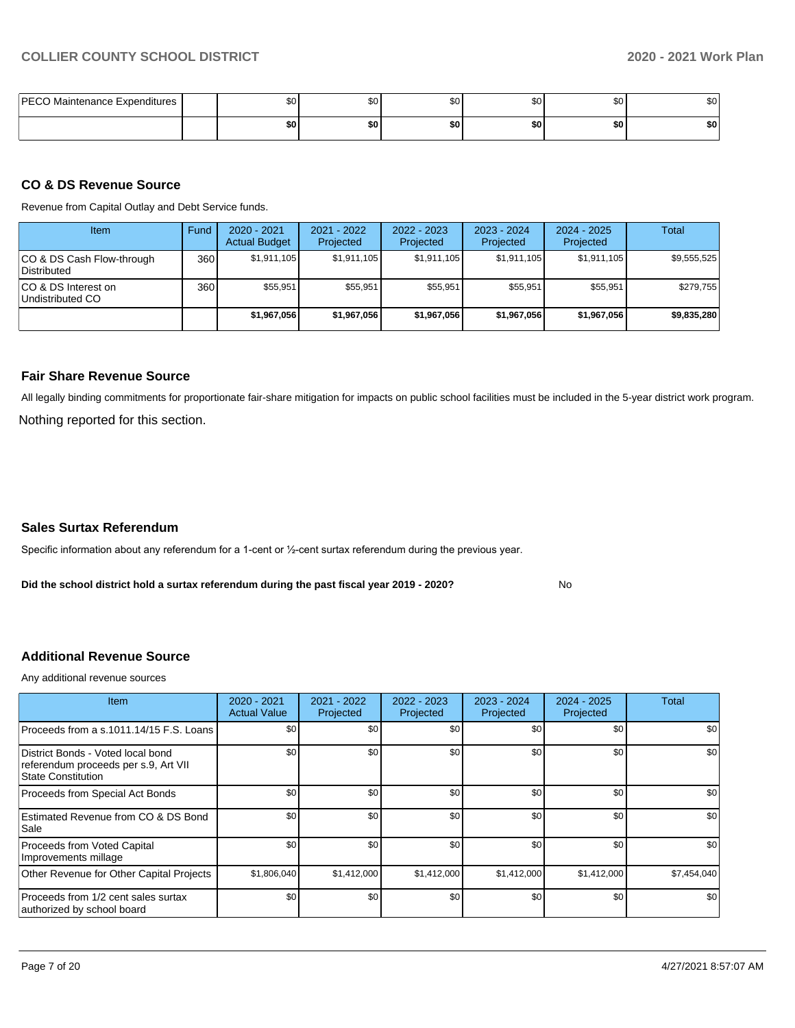| PECO Maintenance Expenditures | | $0 | $0 | $0 | $0 | $0 | $0 |
|---|---|---|---|---|---|---|---|
| | | **$0** | **$0** | **$0** | **$0** | **$0** | **$0** |

### CO & DS Revenue Source

Revenue from Capital Outlay and Debt Service funds.

| Item | Fund | 2020 - 2021 Actual Budget | 2021 - 2022 Projected | 2022 - 2023 Projected | 2023 - 2024 Projected | 2024 - 2025 Projected | Total |
|---|---|---|---|---|---|---|---|
| CO & DS Cash Flow-through Distributed | 360 | $1,911,105 | $1,911,105 | $1,911,105 | $1,911,105 | $1,911,105 | $9,555,525 |
| CO & DS Interest on Undistributed CO | 360 | $55,951 | $55,951 | $55,951 | $55,951 | $55,951 | $279,755 |
| | | **$1,967,056** | **$1,967,056** | **$1,967,056** | **$1,967,056** | **$1,967,056** | **$9,835,280** |

### Fair Share Revenue Source

All legally binding commitments for proportionate fair-share mitigation for impacts on public school facilities must be included in the 5-year district work program.

Nothing reported for this section.

### Sales Surtax Referendum

Specific information about any referendum for a 1-cent or ½-cent surtax referendum during the previous year.

**Did the school district hold a surtax referendum during the past fiscal year 2019 - 2020?** No

### Additional Revenue Source

Any additional revenue sources

| Item | 2020 - 2021 Actual Value | 2021 - 2022 Projected | 2022 - 2023 Projected | 2023 - 2024 Projected | 2024 - 2025 Projected | Total |
|---|---|---|---|---|---|---|
| Proceeds from a s.1011.14/15 F.S. Loans | $0 | $0 | $0 | $0 | $0 | $0 |
| District Bonds - Voted local bond referendum proceeds per s.9, Art VII State Constitution | $0 | $0 | $0 | $0 | $0 | $0 |
| Proceeds from Special Act Bonds | $0 | $0 | $0 | $0 | $0 | $0 |
| Estimated Revenue from CO & DS Bond Sale | $0 | $0 | $0 | $0 | $0 | $0 |
| Proceeds from Voted Capital Improvements millage | $0 | $0 | $0 | $0 | $0 | $0 |
| Other Revenue for Other Capital Projects | $1,806,040 | $1,412,000 | $1,412,000 | $1,412,000 | $1,412,000 | $7,454,040 |
| Proceeds from 1/2 cent sales surtax authorized by school board | $0 | $0 | $0 | $0 | $0 | $0 |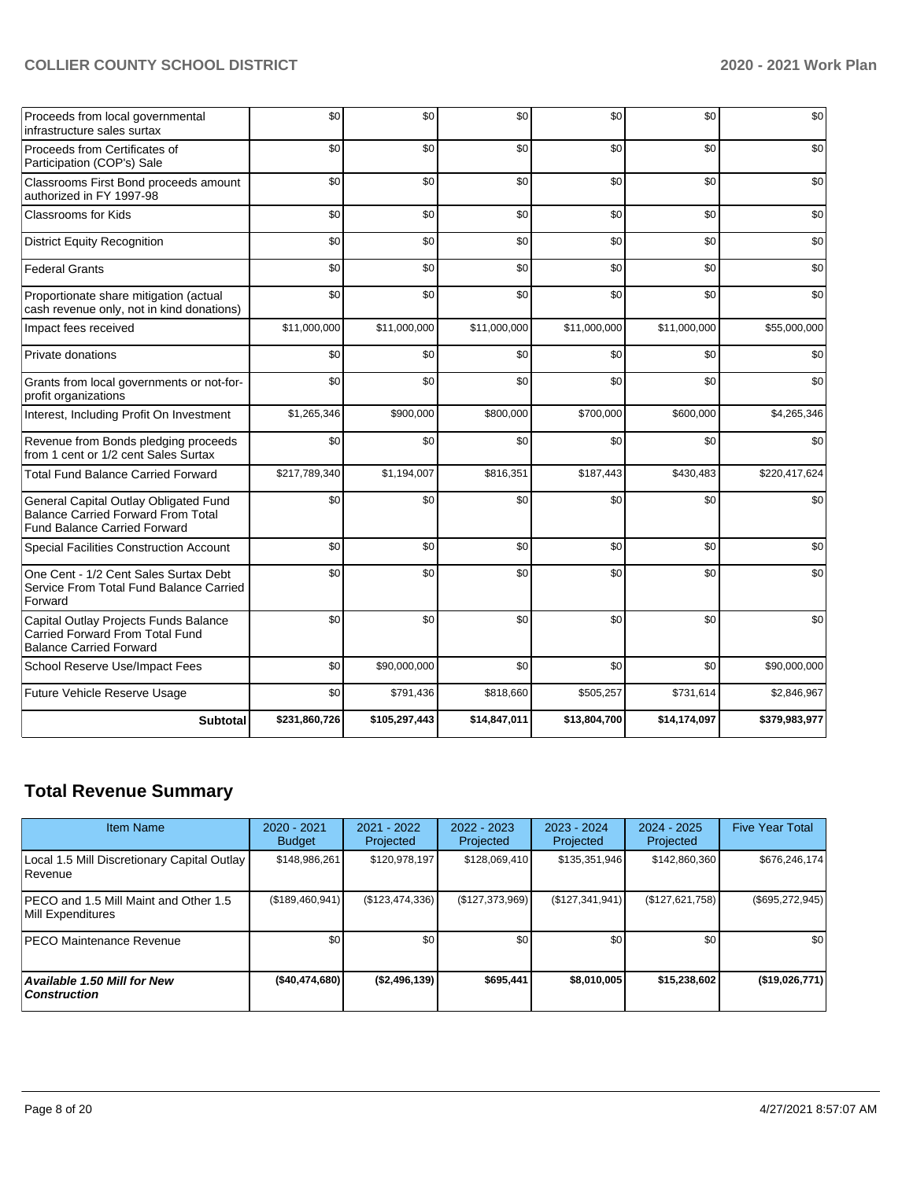| | | | | | | |
|---|---|---|---|---|---|---|
| Proceeds from local governmental infrastructure sales surtax | $0 | $0 | $0 | $0 | $0 | $0 |
| Proceeds from Certificates of Participation (COP's) Sale | $0 | $0 | $0 | $0 | $0 | $0 |
| Classrooms First Bond proceeds amount authorized in FY 1997-98 | $0 | $0 | $0 | $0 | $0 | $0 |
| Classrooms for Kids | $0 | $0 | $0 | $0 | $0 | $0 |
| District Equity Recognition | $0 | $0 | $0 | $0 | $0 | $0 |
| Federal Grants | $0 | $0 | $0 | $0 | $0 | $0 |
| Proportionate share mitigation (actual cash revenue only, not in kind donations) | $0 | $0 | $0 | $0 | $0 | $0 |
| Impact fees received | $11,000,000 | $11,000,000 | $11,000,000 | $11,000,000 | $11,000,000 | $55,000,000 |
| Private donations | $0 | $0 | $0 | $0 | $0 | $0 |
| Grants from local governments or not-for-profit organizations | $0 | $0 | $0 | $0 | $0 | $0 |
| Interest, Including Profit On Investment | $1,265,346 | $900,000 | $800,000 | $700,000 | $600,000 | $4,265,346 |
| Revenue from Bonds pledging proceeds from 1 cent or 1/2 cent Sales Surtax | $0 | $0 | $0 | $0 | $0 | $0 |
| Total Fund Balance Carried Forward | $217,789,340 | $1,194,007 | $816,351 | $187,443 | $430,483 | $220,417,624 |
| General Capital Outlay Obligated Fund Balance Carried Forward From Total Fund Balance Carried Forward | $0 | $0 | $0 | $0 | $0 | $0 |
| Special Facilities Construction Account | $0 | $0 | $0 | $0 | $0 | $0 |
| One Cent - 1/2 Cent Sales Surtax Debt Service From Total Fund Balance Carried Forward | $0 | $0 | $0 | $0 | $0 | $0 |
| Capital Outlay Projects Funds Balance Carried Forward From Total Fund Balance Carried Forward | $0 | $0 | $0 | $0 | $0 | $0 |
| School Reserve Use/Impact Fees | $0 | $90,000,000 | $0 | $0 | $0 | $90,000,000 |
| Future Vehicle Reserve Usage | $0 | $791,436 | $818,660 | $505,257 | $731,614 | $2,846,967 |
| **Subtotal** | **$231,860,726** | **$105,297,443** | **$14,847,011** | **$13,804,700** | **$14,174,097** | **$379,983,977** |

## Total Revenue Summary

| Item Name | 2020 - 2021 Budget | 2021 - 2022 Projected | 2022 - 2023 Projected | 2023 - 2024 Projected | 2024 - 2025 Projected | Five Year Total |
|---|---|---|---|---|---|---|
| Local 1.5 Mill Discretionary Capital Outlay Revenue | $148,986,261 | $120,978,197 | $128,069,410 | $135,351,946 | $142,860,360 | $676,246,174 |
| PECO and 1.5 Mill Maint and Other 1.5 Mill Expenditures | ($189,460,941) | ($123,474,336) | ($127,373,969) | ($127,341,941) | ($127,621,758) | ($695,272,945) |
| PECO Maintenance Revenue | $0 | $0 | $0 | $0 | $0 | $0 |
| ***Available 1.50 Mill for New Construction*** | **($40,474,680)** | **($2,496,139)** | **$695,441** | **$8,010,005** | **$15,238,602** | **($19,026,771)** |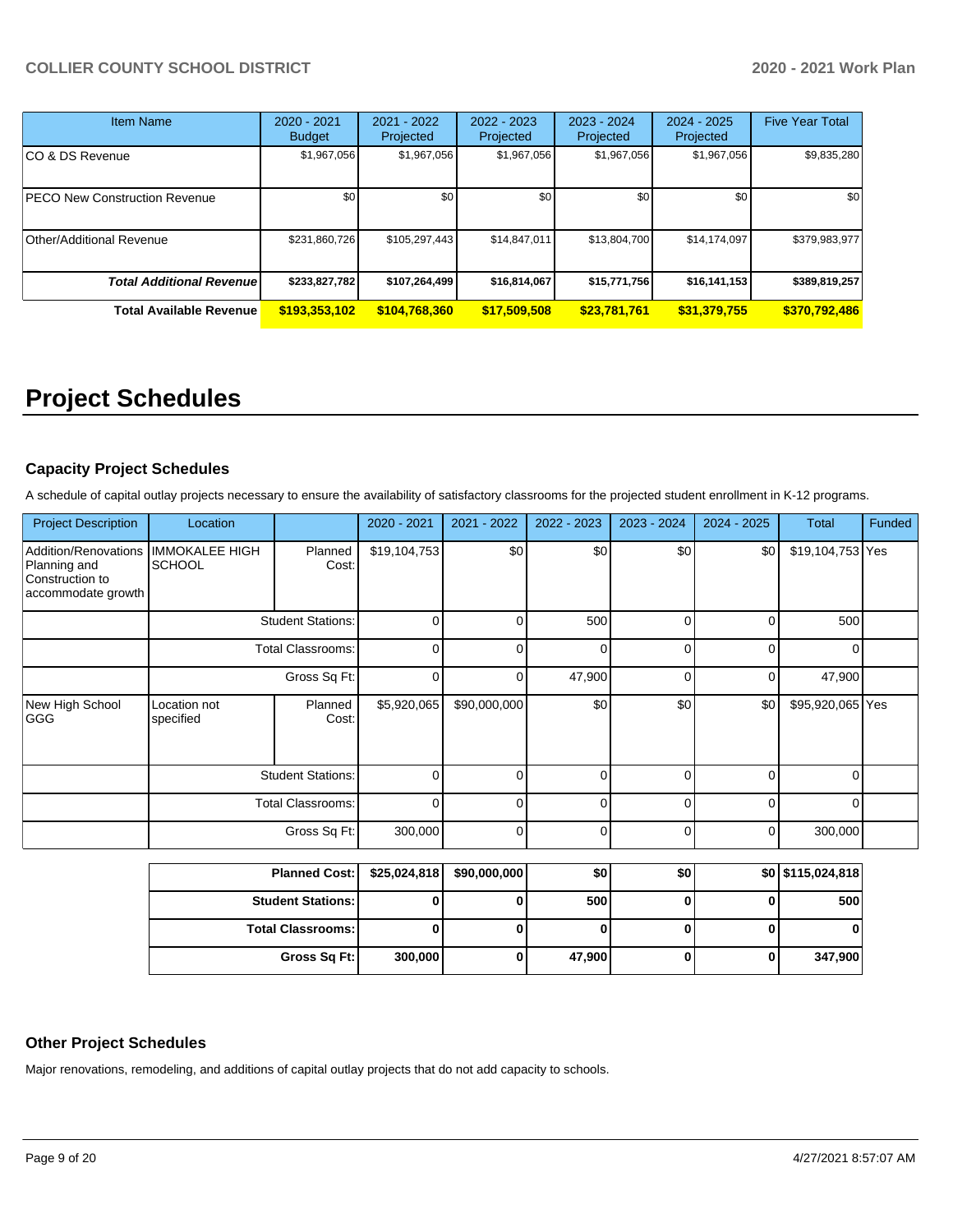| Item Name | 2020 - 2021 Budget | 2021 - 2022 Projected | 2022 - 2023 Projected | 2023 - 2024 Projected | 2024 - 2025 Projected | Five Year Total |
|---|---|---|---|---|---|---|
| CO & DS Revenue | $1,967,056 | $1,967,056 | $1,967,056 | $1,967,056 | $1,967,056 | $9,835,280 |
| PECO New Construction Revenue | $0 | $0 | $0 | $0 | $0 | $0 |
| Other/Additional Revenue | $231,860,726 | $105,297,443 | $14,847,011 | $13,804,700 | $14,174,097 | $379,983,977 |
| ***Total Additional Revenue*** | **$233,827,782** | **$107,264,499** | **$16,814,067** | **$15,771,756** | **$16,141,153** | **$389,819,257** |
| **Total Available Revenue** | **$193,353,102** | **$104,768,360** | **$17,509,508** | **$23,781,761** | **$31,379,755** | **$370,792,486** |

# Project Schedules

### Capacity Project Schedules

A schedule of capital outlay projects necessary to ensure the availability of satisfactory classrooms for the projected student enrollment in K-12 programs.

| Project Description | Location | | 2020 - 2021 | 2021 - 2022 | 2022 - 2023 | 2023 - 2024 | 2024 - 2025 | Total | Funded |
|---|---|---|---|---|---|---|---|---|---|
| Addition/Renovations Planning and Construction to accommodate growth | IMMOKALEE HIGH SCHOOL | Planned Cost: | $19,104,753 | $0 | $0 | $0 | $0 | $19,104,753 | Yes |
| | | Student Stations: | 0 | 0 | 500 | 0 | 0 | 500 | |
| | | Total Classrooms: | 0 | 0 | 0 | 0 | 0 | 0 | |
| | | Gross Sq Ft: | 0 | 0 | 47,900 | 0 | 0 | 47,900 | |
| New High School GGG | Location not specified | Planned Cost: | $5,920,065 | $90,000,000 | $0 | $0 | $0 | $95,920,065 | Yes |
| | | Student Stations: | 0 | 0 | 0 | 0 | 0 | 0 | |
| | | Total Classrooms: | 0 | 0 | 0 | 0 | 0 | 0 | |
| | | Gross Sq Ft: | 300,000 | 0 | 0 | 0 | 0 | 300,000 | |

| | 2020 - 2021 | 2021 - 2022 | 2022 - 2023 | 2023 - 2024 | 2024 - 2025 | Total |
|---|---|---|---|---|---|---|
| **Planned Cost:** | **$25,024,818** | **$90,000,000** | **$0** | **$0** | **$0** | **$115,024,818** |
| **Student Stations:** | **0** | **0** | **500** | **0** | **0** | **500** |
| **Total Classrooms:** | **0** | **0** | **0** | **0** | **0** | **0** |
| **Gross Sq Ft:** | **300,000** | **0** | **47,900** | **0** | **0** | **347,900** |

### Other Project Schedules

Major renovations, remodeling, and additions of capital outlay projects that do not add capacity to schools.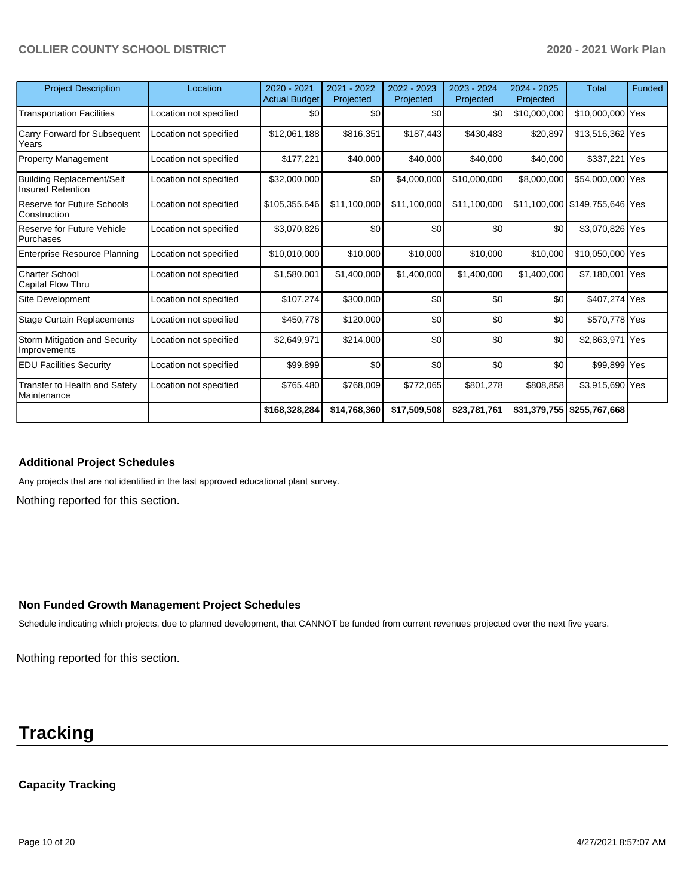| Project Description | Location | 2020 - 2021 Actual Budget | 2021 - 2022 Projected | 2022 - 2023 Projected | 2023 - 2024 Projected | 2024 - 2025 Projected | Total | Funded |
|---|---|---|---|---|---|---|---|---|
| Transportation Facilities | Location not specified | $0 | $0 | $0 | $0 | $10,000,000 | $10,000,000 | Yes |
| Carry Forward for Subsequent Years | Location not specified | $12,061,188 | $816,351 | $187,443 | $430,483 | $20,897 | $13,516,362 | Yes |
| Property Management | Location not specified | $177,221 | $40,000 | $40,000 | $40,000 | $40,000 | $337,221 | Yes |
| Building Replacement/Self Insured Retention | Location not specified | $32,000,000 | $0 | $4,000,000 | $10,000,000 | $8,000,000 | $54,000,000 | Yes |
| Reserve for Future Schools Construction | Location not specified | $105,355,646 | $11,100,000 | $11,100,000 | $11,100,000 | $11,100,000 | $149,755,646 | Yes |
| Reserve for Future Vehicle Purchases | Location not specified | $3,070,826 | $0 | $0 | $0 | $0 | $3,070,826 | Yes |
| Enterprise Resource Planning | Location not specified | $10,010,000 | $10,000 | $10,000 | $10,000 | $10,000 | $10,050,000 | Yes |
| Charter School Capital Flow Thru | Location not specified | $1,580,001 | $1,400,000 | $1,400,000 | $1,400,000 | $1,400,000 | $7,180,001 | Yes |
| Site Development | Location not specified | $107,274 | $300,000 | $0 | $0 | $0 | $407,274 | Yes |
| Stage Curtain Replacements | Location not specified | $450,778 | $120,000 | $0 | $0 | $0 | $570,778 | Yes |
| Storm Mitigation and Security Improvements | Location not specified | $2,649,971 | $214,000 | $0 | $0 | $0 | $2,863,971 | Yes |
| EDU Facilities Security | Location not specified | $99,899 | $0 | $0 | $0 | $0 | $99,899 | Yes |
| Transfer to Health and Safety Maintenance | Location not specified | $765,480 | $768,009 | $772,065 | $801,278 | $808,858 | $3,915,690 | Yes |
| | | **$168,328,284** | **$14,768,360** | **$17,509,508** | **$23,781,761** | **$31,379,755** | **$255,767,668** | |

### Additional Project Schedules

Any projects that are not identified in the last approved educational plant survey.

Nothing reported for this section.

### Non Funded Growth Management Project Schedules

Schedule indicating which projects, due to planned development, that CANNOT be funded from current revenues projected over the next five years.

Nothing reported for this section.

# Tracking

### Capacity Tracking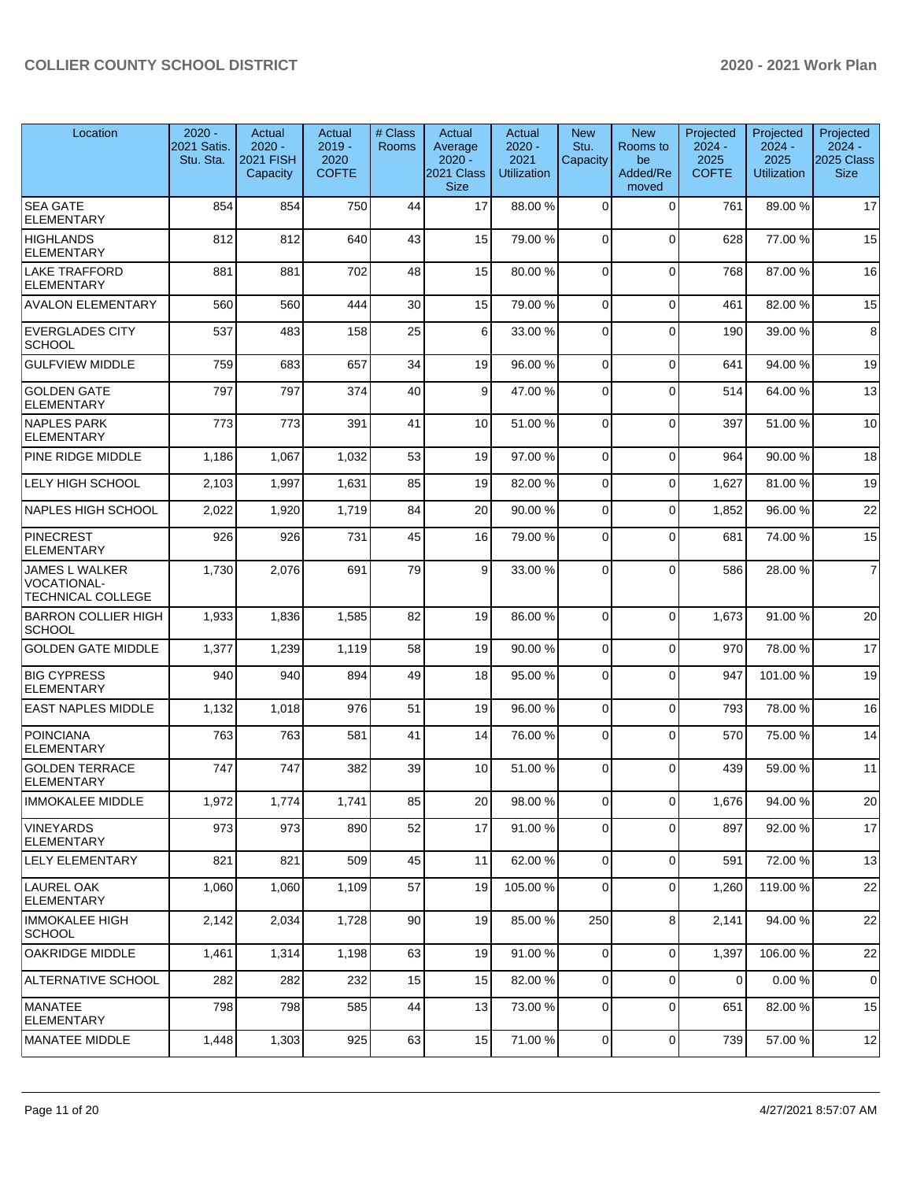| Location | 2020 - 2021 Satis. Stu. Sta. | Actual 2020 - 2021 FISH Capacity | Actual 2019 - 2020 COFTE | # Class Rooms | Actual Average 2020 - 2021 Class Size | Actual 2020 - 2021 Utilization | New Stu. Capacity | New Rooms to be Added/Removed | Projected 2024 - 2025 COFTE | Projected 2024 - 2025 Utilization | Projected 2024 - 2025 Class Size |
|---|---|---|---|---|---|---|---|---|---|---|---|
| SEA GATE ELEMENTARY | 854 | 854 | 750 | 44 | 17 | 88.00 % | 0 | 0 | 761 | 89.00 % | 17 |
| HIGHLANDS ELEMENTARY | 812 | 812 | 640 | 43 | 15 | 79.00 % | 0 | 0 | 628 | 77.00 % | 15 |
| LAKE TRAFFORD ELEMENTARY | 881 | 881 | 702 | 48 | 15 | 80.00 % | 0 | 0 | 768 | 87.00 % | 16 |
| AVALON ELEMENTARY | 560 | 560 | 444 | 30 | 15 | 79.00 % | 0 | 0 | 461 | 82.00 % | 15 |
| EVERGLADES CITY SCHOOL | 537 | 483 | 158 | 25 | 6 | 33.00 % | 0 | 0 | 190 | 39.00 % | 8 |
| GULFVIEW MIDDLE | 759 | 683 | 657 | 34 | 19 | 96.00 % | 0 | 0 | 641 | 94.00 % | 19 |
| GOLDEN GATE ELEMENTARY | 797 | 797 | 374 | 40 | 9 | 47.00 % | 0 | 0 | 514 | 64.00 % | 13 |
| NAPLES PARK ELEMENTARY | 773 | 773 | 391 | 41 | 10 | 51.00 % | 0 | 0 | 397 | 51.00 % | 10 |
| PINE RIDGE MIDDLE | 1,186 | 1,067 | 1,032 | 53 | 19 | 97.00 % | 0 | 0 | 964 | 90.00 % | 18 |
| LELY HIGH SCHOOL | 2,103 | 1,997 | 1,631 | 85 | 19 | 82.00 % | 0 | 0 | 1,627 | 81.00 % | 19 |
| NAPLES HIGH SCHOOL | 2,022 | 1,920 | 1,719 | 84 | 20 | 90.00 % | 0 | 0 | 1,852 | 96.00 % | 22 |
| PINECREST ELEMENTARY | 926 | 926 | 731 | 45 | 16 | 79.00 % | 0 | 0 | 681 | 74.00 % | 15 |
| JAMES L WALKER VOCATIONAL-TECHNICAL COLLEGE | 1,730 | 2,076 | 691 | 79 | 9 | 33.00 % | 0 | 0 | 586 | 28.00 % | 7 |
| BARRON COLLIER HIGH SCHOOL | 1,933 | 1,836 | 1,585 | 82 | 19 | 86.00 % | 0 | 0 | 1,673 | 91.00 % | 20 |
| GOLDEN GATE MIDDLE | 1,377 | 1,239 | 1,119 | 58 | 19 | 90.00 % | 0 | 0 | 970 | 78.00 % | 17 |
| BIG CYPRESS ELEMENTARY | 940 | 940 | 894 | 49 | 18 | 95.00 % | 0 | 0 | 947 | 101.00 % | 19 |
| EAST NAPLES MIDDLE | 1,132 | 1,018 | 976 | 51 | 19 | 96.00 % | 0 | 0 | 793 | 78.00 % | 16 |
| POINCIANA ELEMENTARY | 763 | 763 | 581 | 41 | 14 | 76.00 % | 0 | 0 | 570 | 75.00 % | 14 |
| GOLDEN TERRACE ELEMENTARY | 747 | 747 | 382 | 39 | 10 | 51.00 % | 0 | 0 | 439 | 59.00 % | 11 |
| IMMOKALEE MIDDLE | 1,972 | 1,774 | 1,741 | 85 | 20 | 98.00 % | 0 | 0 | 1,676 | 94.00 % | 20 |
| VINEYARDS ELEMENTARY | 973 | 973 | 890 | 52 | 17 | 91.00 % | 0 | 0 | 897 | 92.00 % | 17 |
| LELY ELEMENTARY | 821 | 821 | 509 | 45 | 11 | 62.00 % | 0 | 0 | 591 | 72.00 % | 13 |
| LAUREL OAK ELEMENTARY | 1,060 | 1,060 | 1,109 | 57 | 19 | 105.00 % | 0 | 0 | 1,260 | 119.00 % | 22 |
| IMMOKALEE HIGH SCHOOL | 2,142 | 2,034 | 1,728 | 90 | 19 | 85.00 % | 250 | 8 | 2,141 | 94.00 % | 22 |
| OAKRIDGE MIDDLE | 1,461 | 1,314 | 1,198 | 63 | 19 | 91.00 % | 0 | 0 | 1,397 | 106.00 % | 22 |
| ALTERNATIVE SCHOOL | 282 | 282 | 232 | 15 | 15 | 82.00 % | 0 | 0 | 0 | 0.00 % | 0 |
| MANATEE ELEMENTARY | 798 | 798 | 585 | 44 | 13 | 73.00 % | 0 | 0 | 651 | 82.00 % | 15 |
| MANATEE MIDDLE | 1,448 | 1,303 | 925 | 63 | 15 | 71.00 % | 0 | 0 | 739 | 57.00 % | 12 |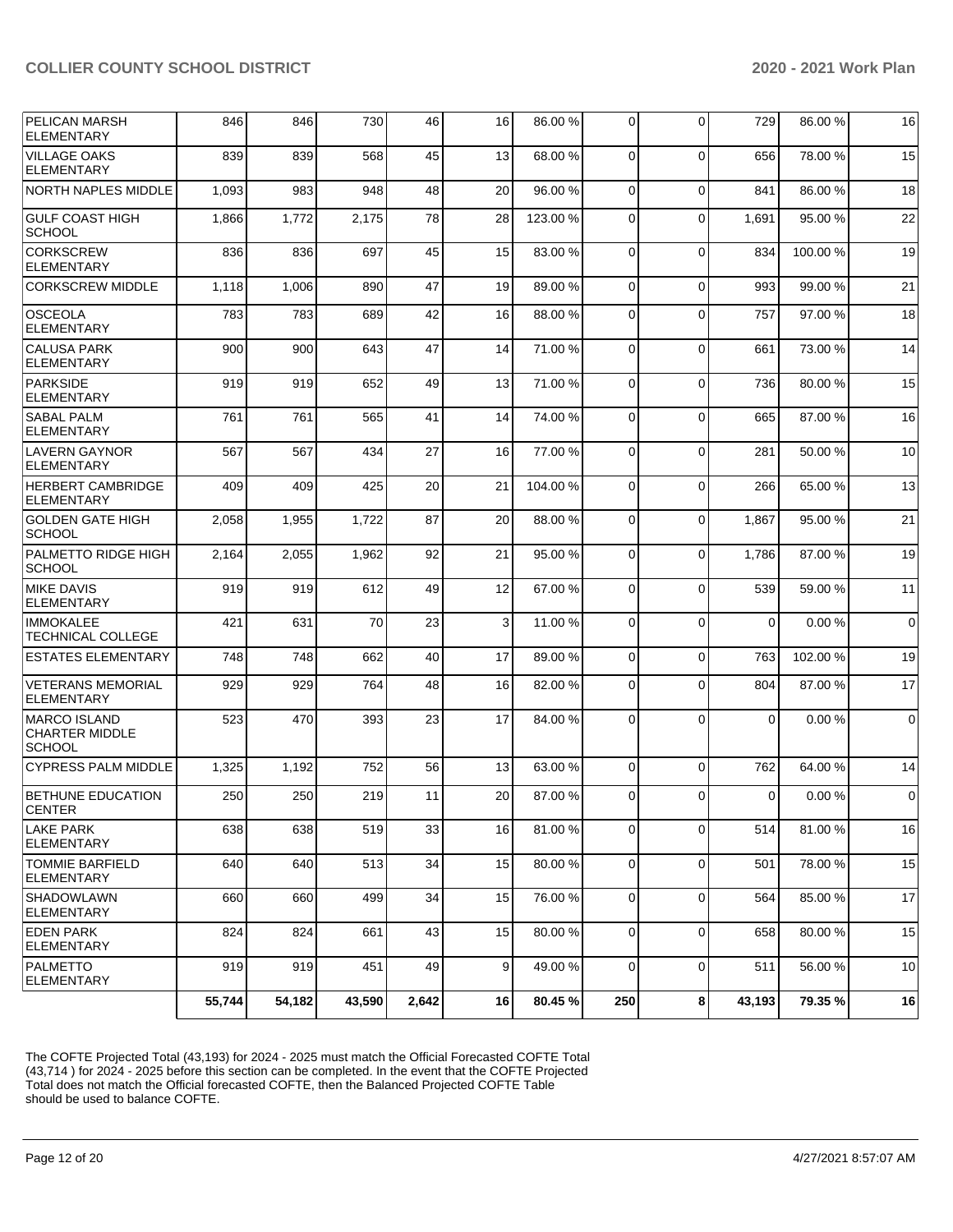| | | | | | | | | | | | |
|---|---|---|---|---|---|---|---|---|---|---|---|
| PELICAN MARSH ELEMENTARY | 846 | 846 | 730 | 46 | 16 | 86.00 % | 0 | 0 | 729 | 86.00 % | 16 |
| VILLAGE OAKS ELEMENTARY | 839 | 839 | 568 | 45 | 13 | 68.00 % | 0 | 0 | 656 | 78.00 % | 15 |
| NORTH NAPLES MIDDLE | 1,093 | 983 | 948 | 48 | 20 | 96.00 % | 0 | 0 | 841 | 86.00 % | 18 |
| GULF COAST HIGH SCHOOL | 1,866 | 1,772 | 2,175 | 78 | 28 | 123.00 % | 0 | 0 | 1,691 | 95.00 % | 22 |
| CORKSCREW ELEMENTARY | 836 | 836 | 697 | 45 | 15 | 83.00 % | 0 | 0 | 834 | 100.00 % | 19 |
| CORKSCREW MIDDLE | 1,118 | 1,006 | 890 | 47 | 19 | 89.00 % | 0 | 0 | 993 | 99.00 % | 21 |
| OSCEOLA ELEMENTARY | 783 | 783 | 689 | 42 | 16 | 88.00 % | 0 | 0 | 757 | 97.00 % | 18 |
| CALUSA PARK ELEMENTARY | 900 | 900 | 643 | 47 | 14 | 71.00 % | 0 | 0 | 661 | 73.00 % | 14 |
| PARKSIDE ELEMENTARY | 919 | 919 | 652 | 49 | 13 | 71.00 % | 0 | 0 | 736 | 80.00 % | 15 |
| SABAL PALM ELEMENTARY | 761 | 761 | 565 | 41 | 14 | 74.00 % | 0 | 0 | 665 | 87.00 % | 16 |
| LAVERN GAYNOR ELEMENTARY | 567 | 567 | 434 | 27 | 16 | 77.00 % | 0 | 0 | 281 | 50.00 % | 10 |
| HERBERT CAMBRIDGE ELEMENTARY | 409 | 409 | 425 | 20 | 21 | 104.00 % | 0 | 0 | 266 | 65.00 % | 13 |
| GOLDEN GATE HIGH SCHOOL | 2,058 | 1,955 | 1,722 | 87 | 20 | 88.00 % | 0 | 0 | 1,867 | 95.00 % | 21 |
| PALMETTO RIDGE HIGH SCHOOL | 2,164 | 2,055 | 1,962 | 92 | 21 | 95.00 % | 0 | 0 | 1,786 | 87.00 % | 19 |
| MIKE DAVIS ELEMENTARY | 919 | 919 | 612 | 49 | 12 | 67.00 % | 0 | 0 | 539 | 59.00 % | 11 |
| IMMOKALEE TECHNICAL COLLEGE | 421 | 631 | 70 | 23 | 3 | 11.00 % | 0 | 0 | 0 | 0.00 % | 0 |
| ESTATES ELEMENTARY | 748 | 748 | 662 | 40 | 17 | 89.00 % | 0 | 0 | 763 | 102.00 % | 19 |
| VETERANS MEMORIAL ELEMENTARY | 929 | 929 | 764 | 48 | 16 | 82.00 % | 0 | 0 | 804 | 87.00 % | 17 |
| MARCO ISLAND CHARTER MIDDLE SCHOOL | 523 | 470 | 393 | 23 | 17 | 84.00 % | 0 | 0 | 0 | 0.00 % | 0 |
| CYPRESS PALM MIDDLE | 1,325 | 1,192 | 752 | 56 | 13 | 63.00 % | 0 | 0 | 762 | 64.00 % | 14 |
| BETHUNE EDUCATION CENTER | 250 | 250 | 219 | 11 | 20 | 87.00 % | 0 | 0 | 0 | 0.00 % | 0 |
| LAKE PARK ELEMENTARY | 638 | 638 | 519 | 33 | 16 | 81.00 % | 0 | 0 | 514 | 81.00 % | 16 |
| TOMMIE BARFIELD ELEMENTARY | 640 | 640 | 513 | 34 | 15 | 80.00 % | 0 | 0 | 501 | 78.00 % | 15 |
| SHADOWLAWN ELEMENTARY | 660 | 660 | 499 | 34 | 15 | 76.00 % | 0 | 0 | 564 | 85.00 % | 17 |
| EDEN PARK ELEMENTARY | 824 | 824 | 661 | 43 | 15 | 80.00 % | 0 | 0 | 658 | 80.00 % | 15 |
| PALMETTO ELEMENTARY | 919 | 919 | 451 | 49 | 9 | 49.00 % | 0 | 0 | 511 | 56.00 % | 10 |
| | **55,744** | **54,182** | **43,590** | **2,642** | **16** | **80.45 %** | **250** | **8** | **43,193** | **79.35 %** | **16** |

The COFTE Projected Total (43,193) for 2024 - 2025 must match the Official Forecasted COFTE Total (43,714 ) for 2024 - 2025 before this section can be completed. In the event that the COFTE Projected Total does not match the Official forecasted COFTE, then the Balanced Projected COFTE Table should be used to balance COFTE.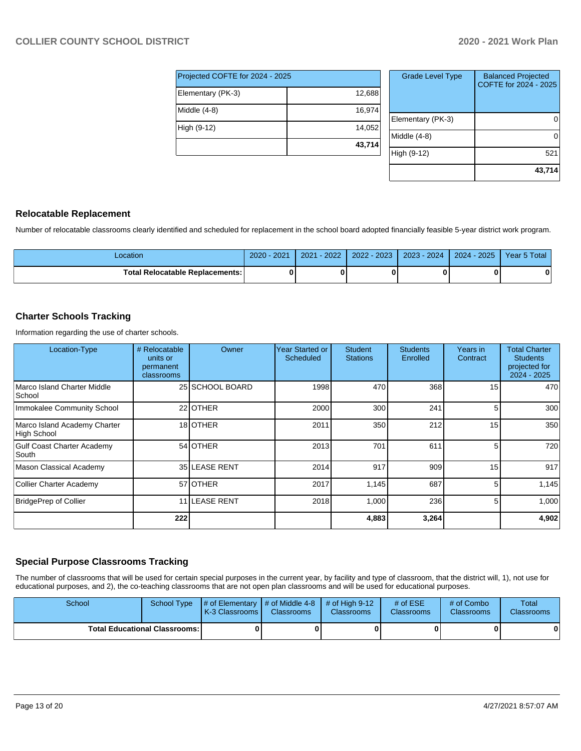| Projected COFTE for 2024 - 2025 | |
|---|---|
| Elementary (PK-3) | 12,688 |
| Middle (4-8) | 16,974 |
| High (9-12) | 14,052 |
| | **43,714** |

| Grade Level Type | Balanced Projected COFTE for 2024 - 2025 |
|---|---|
| Elementary (PK-3) | 0 |
| Middle (4-8) | 0 |
| High (9-12) | 521 |
| | **43,714** |

## Relocatable Replacement

Number of relocatable classrooms clearly identified and scheduled for replacement in the school board adopted financially feasible 5-year district work program.

| Location | 2020 - 2021 | 2021 - 2022 | 2022 - 2023 | 2023 - 2024 | 2024 - 2025 | Year 5 Total |
|---|---|---|---|---|---|---|
| **Total Relocatable Replacements:** | **0** | **0** | **0** | **0** | **0** | **0** |

## Charter Schools Tracking

Information regarding the use of charter schools.

| Location-Type | # Relocatable units or permanent classrooms | Owner | Year Started or Scheduled | Student Stations | Students Enrolled | Years in Contract | Total Charter Students projected for 2024 - 2025 |
|---|---|---|---|---|---|---|---|
| Marco Island Charter Middle School | 25 | SCHOOL BOARD | 1998 | 470 | 368 | 15 | 470 |
| Immokalee Community School | 22 | OTHER | 2000 | 300 | 241 | 5 | 300 |
| Marco Island Academy Charter High School | 18 | OTHER | 2011 | 350 | 212 | 15 | 350 |
| Gulf Coast Charter Academy South | 54 | OTHER | 2013 | 701 | 611 | 5 | 720 |
| Mason Classical Academy | 35 | LEASE RENT | 2014 | 917 | 909 | 15 | 917 |
| Collier Charter Academy | 57 | OTHER | 2017 | 1,145 | 687 | 5 | 1,145 |
| BridgePrep of Collier | 11 | LEASE RENT | 2018 | 1,000 | 236 | 5 | 1,000 |
| | **222** | | | **4,883** | **3,264** | | **4,902** |

## Special Purpose Classrooms Tracking

The number of classrooms that will be used for certain special purposes in the current year, by facility and type of classroom, that the district will, 1), not use for educational purposes, and 2), the co-teaching classrooms that are not open plan classrooms and will be used for educational purposes.

| School | School Type | # of Elementary K-3 Classrooms | # of Middle 4-8 Classrooms | # of High 9-12 Classrooms | # of ESE Classrooms | # of Combo Classrooms | Total Classrooms |
|---|---|---|---|---|---|---|---|
| **Total Educational Classrooms:** | | **0** | **0** | **0** | **0** | **0** | **0** |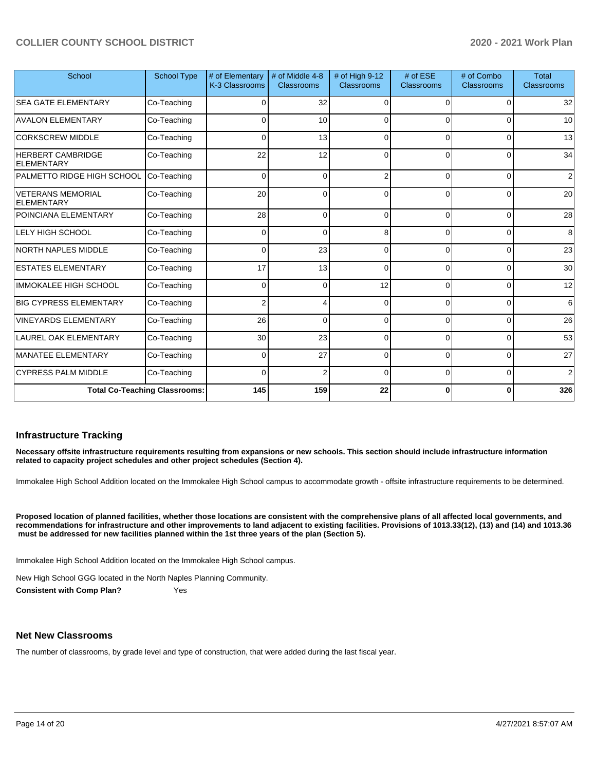| School | School Type | # of Elementary K-3 Classrooms | # of Middle 4-8 Classrooms | # of High 9-12 Classrooms | # of ESE Classrooms | # of Combo Classrooms | Total Classrooms |
|---|---|---|---|---|---|---|---|
| SEA GATE ELEMENTARY | Co-Teaching | 0 | 32 | 0 | 0 | 0 | 32 |
| AVALON ELEMENTARY | Co-Teaching | 0 | 10 | 0 | 0 | 0 | 10 |
| CORKSCREW MIDDLE | Co-Teaching | 0 | 13 | 0 | 0 | 0 | 13 |
| HERBERT CAMBRIDGE ELEMENTARY | Co-Teaching | 22 | 12 | 0 | 0 | 0 | 34 |
| PALMETTO RIDGE HIGH SCHOOL | Co-Teaching | 0 | 0 | 2 | 0 | 0 | 2 |
| VETERANS MEMORIAL ELEMENTARY | Co-Teaching | 20 | 0 | 0 | 0 | 0 | 20 |
| POINCIANA ELEMENTARY | Co-Teaching | 28 | 0 | 0 | 0 | 0 | 28 |
| LELY HIGH SCHOOL | Co-Teaching | 0 | 0 | 8 | 0 | 0 | 8 |
| NORTH NAPLES MIDDLE | Co-Teaching | 0 | 23 | 0 | 0 | 0 | 23 |
| ESTATES ELEMENTARY | Co-Teaching | 17 | 13 | 0 | 0 | 0 | 30 |
| IMMOKALEE HIGH SCHOOL | Co-Teaching | 0 | 0 | 12 | 0 | 0 | 12 |
| BIG CYPRESS ELEMENTARY | Co-Teaching | 2 | 4 | 0 | 0 | 0 | 6 |
| VINEYARDS ELEMENTARY | Co-Teaching | 26 | 0 | 0 | 0 | 0 | 26 |
| LAUREL OAK ELEMENTARY | Co-Teaching | 30 | 23 | 0 | 0 | 0 | 53 |
| MANATEE ELEMENTARY | Co-Teaching | 0 | 27 | 0 | 0 | 0 | 27 |
| CYPRESS PALM MIDDLE | Co-Teaching | 0 | 2 | 0 | 0 | 0 | 2 |
| **Total Co-Teaching Classrooms:** | | **145** | **159** | **22** | **0** | **0** | **326** |

## Infrastructure Tracking

**Necessary offsite infrastructure requirements resulting from expansions or new schools. This section should include infrastructure information related to capacity project schedules and other project schedules (Section 4).**

Immokalee High School Addition located on the Immokalee High School campus to accommodate growth - offsite infrastructure requirements to be determined.

**Proposed location of planned facilities, whether those locations are consistent with the comprehensive plans of all affected local governments, and recommendations for infrastructure and other improvements to land adjacent to existing facilities. Provisions of 1013.33(12), (13) and (14) and 1013.36 must be addressed for new facilities planned within the 1st three years of the plan (Section 5).**

Immokalee High School Addition located on the Immokalee High School campus.

New High School GGG located in the North Naples Planning Community.

**Consistent with Comp Plan?** Yes

## Net New Classrooms

The number of classrooms, by grade level and type of construction, that were added during the last fiscal year.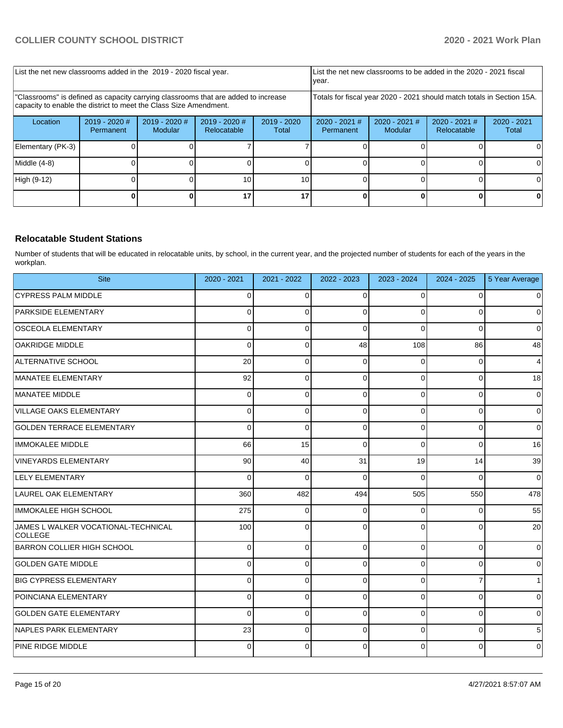| List the net new classrooms added in the 2019 - 2020 fiscal year. | | | | | List the net new classrooms to be added in the 2020 - 2021 fiscal year. | | | |
|---|---|---|---|---|---|---|---|---|
| "Classrooms" is defined as capacity carrying classrooms that are added to increase capacity to enable the district to meet the Class Size Amendment. | | | | | Totals for fiscal year 2020 - 2021 should match totals in Section 15A. | | | |
| Location | 2019 - 2020 # Permanent | 2019 - 2020 # Modular | 2019 - 2020 # Relocatable | 2019 - 2020 Total | 2020 - 2021 # Permanent | 2020 - 2021 # Modular | 2020 - 2021 # Relocatable | 2020 - 2021 Total |
| Elementary (PK-3) | 0 | 0 | 7 | 7 | 0 | 0 | 0 | 0 |
| Middle (4-8) | 0 | 0 | 0 | 0 | 0 | 0 | 0 | 0 |
| High (9-12) | 0 | 0 | 10 | 10 | 0 | 0 | 0 | 0 |
| | **0** | **0** | **17** | **17** | **0** | **0** | **0** | **0** |

### Relocatable Student Stations

Number of students that will be educated in relocatable units, by school, in the current year, and the projected number of students for each of the years in the workplan.

| Site | 2020 - 2021 | 2021 - 2022 | 2022 - 2023 | 2023 - 2024 | 2024 - 2025 | 5 Year Average |
|---|---|---|---|---|---|---|
| CYPRESS PALM MIDDLE | 0 | 0 | 0 | 0 | 0 | 0 |
| PARKSIDE ELEMENTARY | 0 | 0 | 0 | 0 | 0 | 0 |
| OSCEOLA ELEMENTARY | 0 | 0 | 0 | 0 | 0 | 0 |
| OAKRIDGE MIDDLE | 0 | 0 | 48 | 108 | 86 | 48 |
| ALTERNATIVE SCHOOL | 20 | 0 | 0 | 0 | 0 | 4 |
| MANATEE ELEMENTARY | 92 | 0 | 0 | 0 | 0 | 18 |
| MANATEE MIDDLE | 0 | 0 | 0 | 0 | 0 | 0 |
| VILLAGE OAKS ELEMENTARY | 0 | 0 | 0 | 0 | 0 | 0 |
| GOLDEN TERRACE ELEMENTARY | 0 | 0 | 0 | 0 | 0 | 0 |
| IMMOKALEE MIDDLE | 66 | 15 | 0 | 0 | 0 | 16 |
| VINEYARDS ELEMENTARY | 90 | 40 | 31 | 19 | 14 | 39 |
| LELY ELEMENTARY | 0 | 0 | 0 | 0 | 0 | 0 |
| LAUREL OAK ELEMENTARY | 360 | 482 | 494 | 505 | 550 | 478 |
| IMMOKALEE HIGH SCHOOL | 275 | 0 | 0 | 0 | 0 | 55 |
| JAMES L WALKER VOCATIONAL-TECHNICAL COLLEGE | 100 | 0 | 0 | 0 | 0 | 20 |
| BARRON COLLIER HIGH SCHOOL | 0 | 0 | 0 | 0 | 0 | 0 |
| GOLDEN GATE MIDDLE | 0 | 0 | 0 | 0 | 0 | 0 |
| BIG CYPRESS ELEMENTARY | 0 | 0 | 0 | 0 | 7 | 1 |
| POINCIANA ELEMENTARY | 0 | 0 | 0 | 0 | 0 | 0 |
| GOLDEN GATE ELEMENTARY | 0 | 0 | 0 | 0 | 0 | 0 |
| NAPLES PARK ELEMENTARY | 23 | 0 | 0 | 0 | 0 | 5 |
| PINE RIDGE MIDDLE | 0 | 0 | 0 | 0 | 0 | 0 |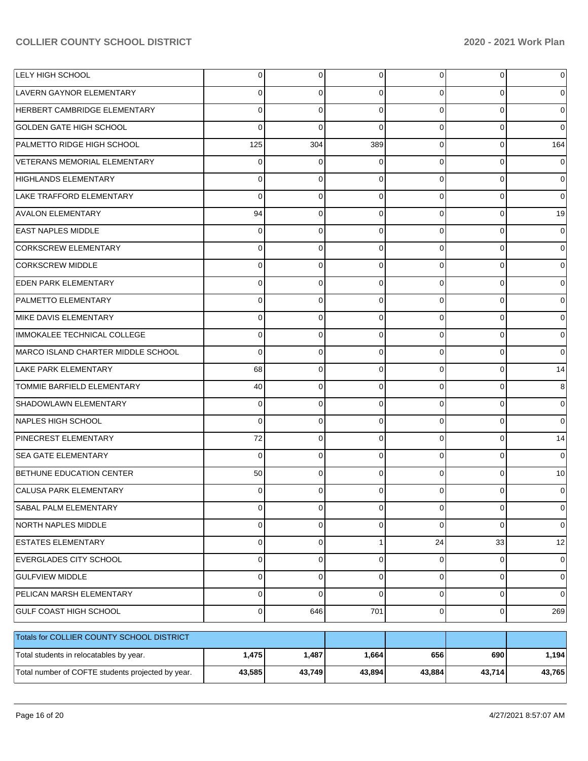| LELY HIGH SCHOOL | 0 | 0 | 0 | 0 | 0 | 0 |
|---|---|---|---|---|---|---|
| LAVERN GAYNOR ELEMENTARY | 0 | 0 | 0 | 0 | 0 | 0 |
| HERBERT CAMBRIDGE ELEMENTARY | 0 | 0 | 0 | 0 | 0 | 0 |
| GOLDEN GATE HIGH SCHOOL | 0 | 0 | 0 | 0 | 0 | 0 |
| PALMETTO RIDGE HIGH SCHOOL | 125 | 304 | 389 | 0 | 0 | 164 |
| VETERANS MEMORIAL ELEMENTARY | 0 | 0 | 0 | 0 | 0 | 0 |
| HIGHLANDS ELEMENTARY | 0 | 0 | 0 | 0 | 0 | 0 |
| LAKE TRAFFORD ELEMENTARY | 0 | 0 | 0 | 0 | 0 | 0 |
| AVALON ELEMENTARY | 94 | 0 | 0 | 0 | 0 | 19 |
| EAST NAPLES MIDDLE | 0 | 0 | 0 | 0 | 0 | 0 |
| CORKSCREW ELEMENTARY | 0 | 0 | 0 | 0 | 0 | 0 |
| CORKSCREW MIDDLE | 0 | 0 | 0 | 0 | 0 | 0 |
| EDEN PARK ELEMENTARY | 0 | 0 | 0 | 0 | 0 | 0 |
| PALMETTO ELEMENTARY | 0 | 0 | 0 | 0 | 0 | 0 |
| MIKE DAVIS ELEMENTARY | 0 | 0 | 0 | 0 | 0 | 0 |
| IMMOKALEE TECHNICAL COLLEGE | 0 | 0 | 0 | 0 | 0 | 0 |
| MARCO ISLAND CHARTER MIDDLE SCHOOL | 0 | 0 | 0 | 0 | 0 | 0 |
| LAKE PARK ELEMENTARY | 68 | 0 | 0 | 0 | 0 | 14 |
| TOMMIE BARFIELD ELEMENTARY | 40 | 0 | 0 | 0 | 0 | 8 |
| SHADOWLAWN ELEMENTARY | 0 | 0 | 0 | 0 | 0 | 0 |
| NAPLES HIGH SCHOOL | 0 | 0 | 0 | 0 | 0 | 0 |
| PINECREST ELEMENTARY | 72 | 0 | 0 | 0 | 0 | 14 |
| SEA GATE ELEMENTARY | 0 | 0 | 0 | 0 | 0 | 0 |
| BETHUNE EDUCATION CENTER | 50 | 0 | 0 | 0 | 0 | 10 |
| CALUSA PARK ELEMENTARY | 0 | 0 | 0 | 0 | 0 | 0 |
| SABAL PALM ELEMENTARY | 0 | 0 | 0 | 0 | 0 | 0 |
| NORTH NAPLES MIDDLE | 0 | 0 | 0 | 0 | 0 | 0 |
| ESTATES ELEMENTARY | 0 | 0 | 1 | 24 | 33 | 12 |
| EVERGLADES CITY SCHOOL | 0 | 0 | 0 | 0 | 0 | 0 |
| GULFVIEW MIDDLE | 0 | 0 | 0 | 0 | 0 | 0 |
| PELICAN MARSH ELEMENTARY | 0 | 0 | 0 | 0 | 0 | 0 |
| GULF COAST HIGH SCHOOL | 0 | 646 | 701 | 0 | 0 | 269 |

| Totals for COLLIER COUNTY SCHOOL DISTRICT | | | | | | |
|---|---|---|---|---|---|---|
| Total students in relocatables by year. | **1,475** | **1,487** | **1,664** | **656** | **690** | **1,194** |
| Total number of COFTE students projected by year. | **43,585** | **43,749** | **43,894** | **43,884** | **43,714** | **43,765** |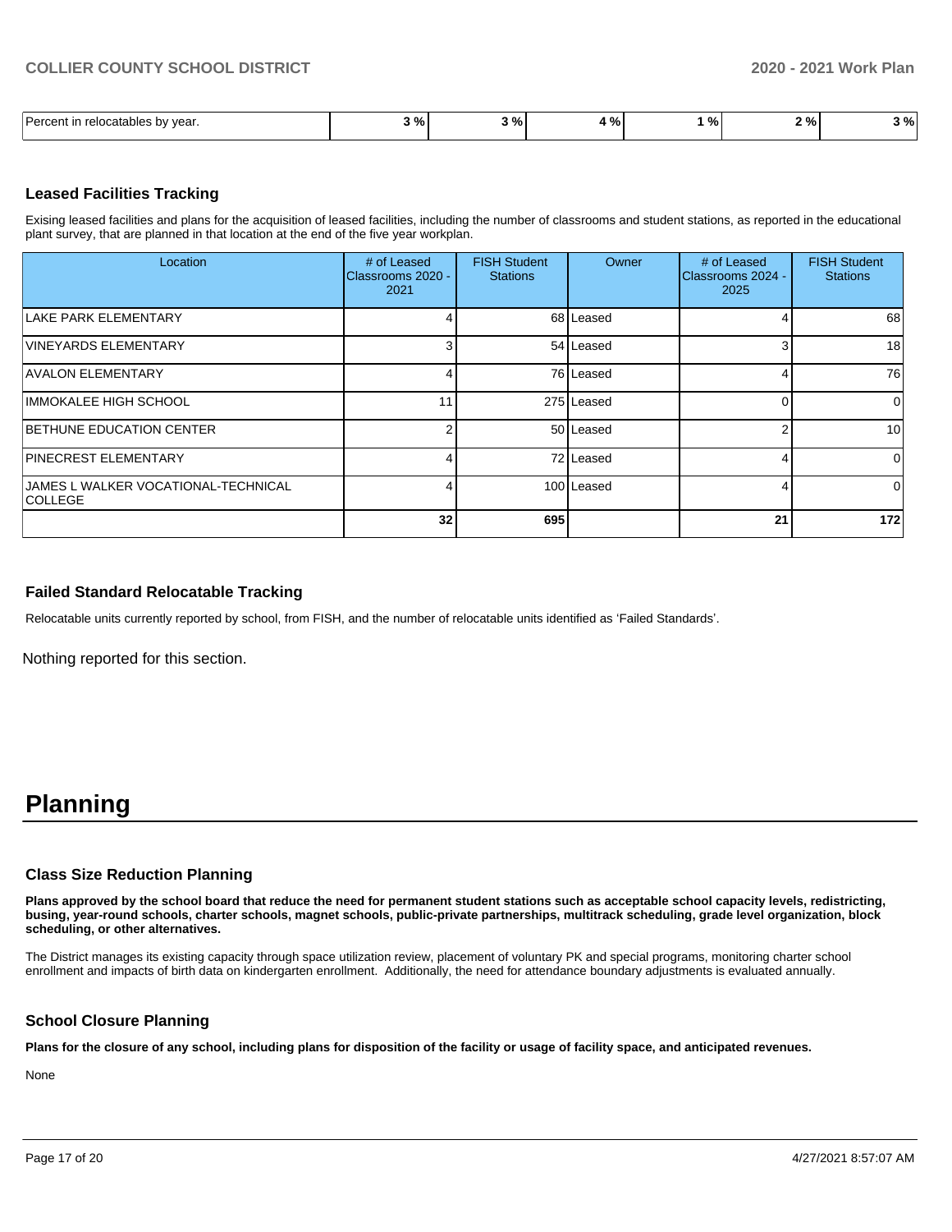| Percent in relocatables by year. | 3 % | 3 % | 4 % | 1 % | 2 % | 3 % |
|---|---|---|---|---|---|---|

### Leased Facilities Tracking

Exising leased facilities and plans for the acquisition of leased facilities, including the number of classrooms and student stations, as reported in the educational plant survey, that are planned in that location at the end of the five year workplan.

| Location | # of Leased Classrooms 2020 - 2021 | FISH Student Stations | Owner | # of Leased Classrooms 2024 - 2025 | FISH Student Stations |
|---|---|---|---|---|---|
| LAKE PARK ELEMENTARY | 4 | 68 | Leased | 4 | 68 |
| VINEYARDS ELEMENTARY | 3 | 54 | Leased | 3 | 18 |
| AVALON ELEMENTARY | 4 | 76 | Leased | 4 | 76 |
| IMMOKALEE HIGH SCHOOL | 11 | 275 | Leased | 0 | 0 |
| BETHUNE EDUCATION CENTER | 2 | 50 | Leased | 2 | 10 |
| PINECREST ELEMENTARY | 4 | 72 | Leased | 4 | 0 |
| JAMES L WALKER VOCATIONAL-TECHNICAL COLLEGE | 4 | 100 | Leased | 4 | 0 |
| | 32 | 695 | | 21 | 172 |

### Failed Standard Relocatable Tracking

Relocatable units currently reported by school, from FISH, and the number of relocatable units identified as 'Failed Standards'.

Nothing reported for this section.

# Planning

### Class Size Reduction Planning

**Plans approved by the school board that reduce the need for permanent student stations such as acceptable school capacity levels, redistricting, busing, year-round schools, charter schools, magnet schools, public-private partnerships, multitrack scheduling, grade level organization, block scheduling, or other alternatives.**

The District manages its existing capacity through space utilization review, placement of voluntary PK and special programs, monitoring charter school enrollment and impacts of birth data on kindergarten enrollment. Additionally, the need for attendance boundary adjustments is evaluated annually.

### School Closure Planning

**Plans for the closure of any school, including plans for disposition of the facility or usage of facility space, and anticipated revenues.**

None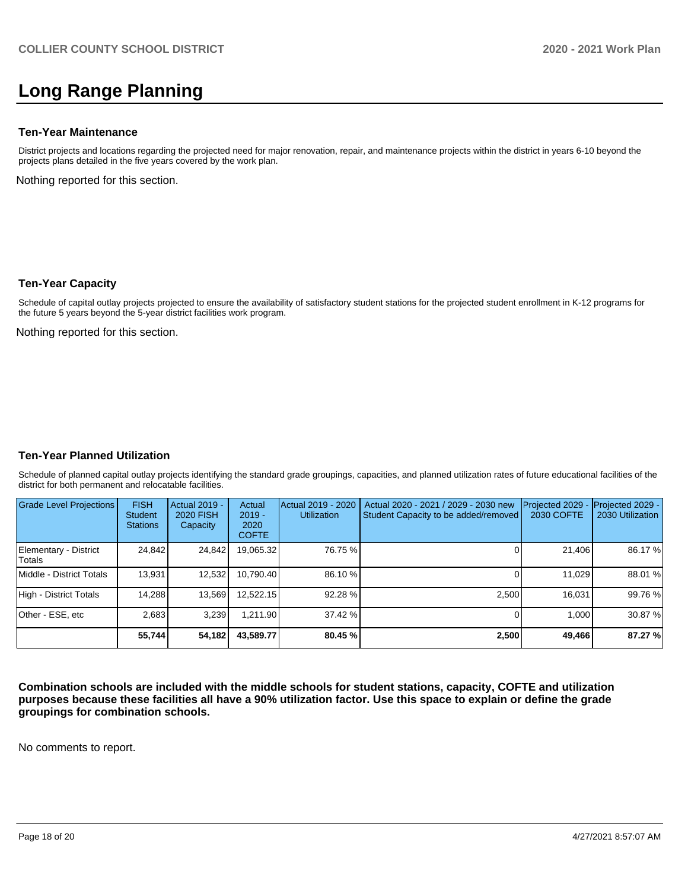# Long Range Planning

### Ten-Year Maintenance

District projects and locations regarding the projected need for major renovation, repair, and maintenance projects within the district in years 6-10 beyond the projects plans detailed in the five years covered by the work plan.

Nothing reported for this section.

### Ten-Year Capacity

Schedule of capital outlay projects projected to ensure the availability of satisfactory student stations for the projected student enrollment in K-12 programs for the future 5 years beyond the 5-year district facilities work program.

Nothing reported for this section.

### Ten-Year Planned Utilization

Schedule of planned capital outlay projects identifying the standard grade groupings, capacities, and planned utilization rates of future educational facilities of the district for both permanent and relocatable facilities.

| Grade Level Projections | FISH Student Stations | Actual 2019 - 2020 FISH Capacity | Actual 2019 - 2020 COFTE | Actual 2019 - 2020 Utilization | Actual 2020 - 2021 / 2029 - 2030 new Student Capacity to be added/removed | Projected 2029 - 2030 COFTE | Projected 2029 - 2030 Utilization |
|---|---|---|---|---|---|---|---|
| Elementary - District Totals | 24,842 | 24,842 | 19,065.32 | 76.75 % | 0 | 21,406 | 86.17 % |
| Middle - District Totals | 13,931 | 12,532 | 10,790.40 | 86.10 % | 0 | 11,029 | 88.01 % |
| High - District Totals | 14,288 | 13,569 | 12,522.15 | 92.28 % | 2,500 | 16,031 | 99.76 % |
| Other - ESE, etc | 2,683 | 3,239 | 1,211.90 | 37.42 % | 0 | 1,000 | 30.87 % |
| | **55,744** | **54,182** | **43,589.77** | **80.45 %** | **2,500** | **49,466** | **87.27 %** |

**Combination schools are included with the middle schools for student stations, capacity, COFTE and utilization purposes because these facilities all have a 90% utilization factor. Use this space to explain or define the grade groupings for combination schools.**

No comments to report.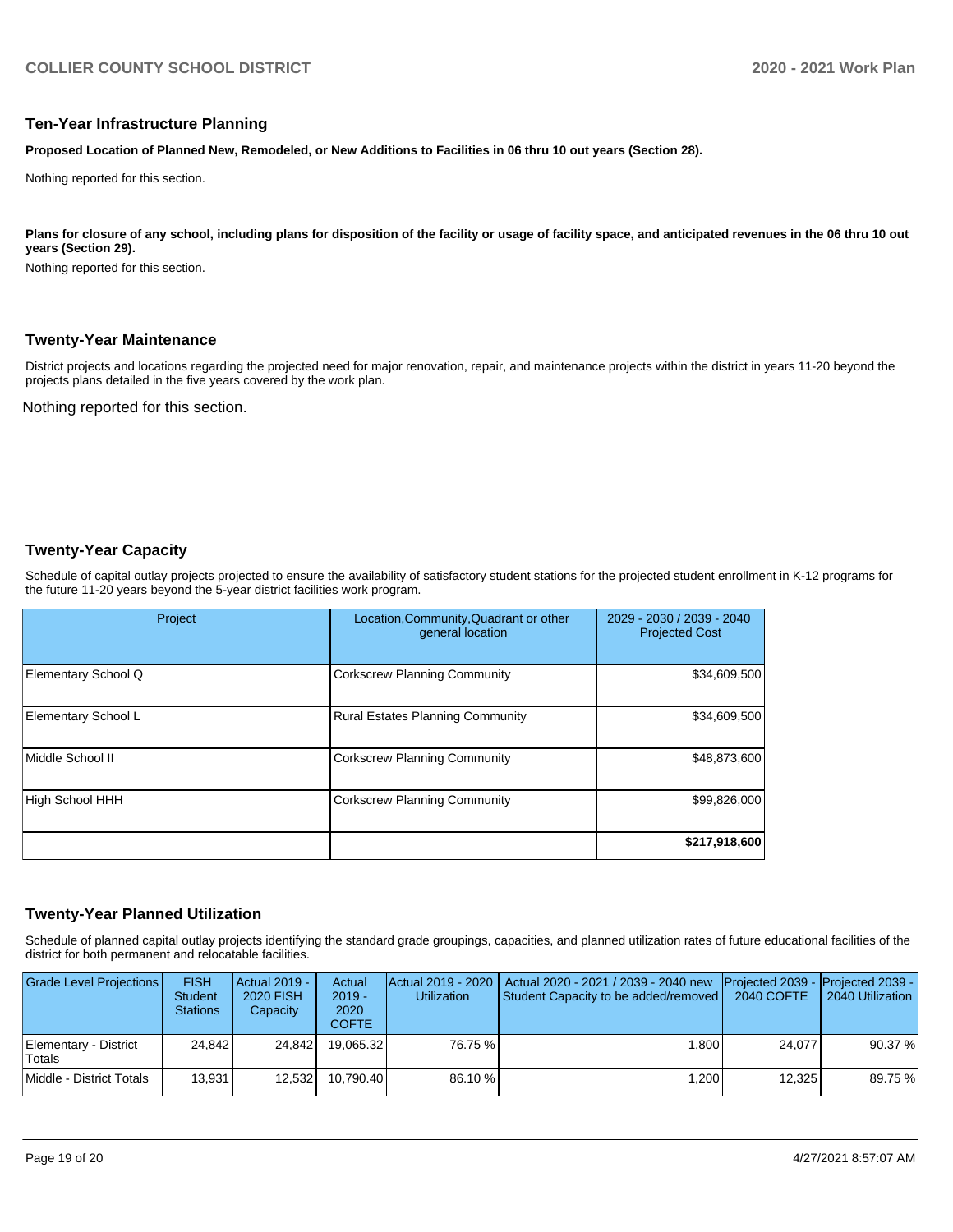## Ten-Year Infrastructure Planning

**Proposed Location of Planned New, Remodeled, or New Additions to Facilities in 06 thru 10 out years (Section 28).**

Nothing reported for this section.

**Plans for closure of any school, including plans for disposition of the facility or usage of facility space, and anticipated revenues in the 06 thru 10 out years (Section 29).**

Nothing reported for this section.

## Twenty-Year Maintenance

District projects and locations regarding the projected need for major renovation, repair, and maintenance projects within the district in years 11-20 beyond the projects plans detailed in the five years covered by the work plan.

Nothing reported for this section.

## Twenty-Year Capacity

Schedule of capital outlay projects projected to ensure the availability of satisfactory student stations for the projected student enrollment in K-12 programs for the future 11-20 years beyond the 5-year district facilities work program.

| Project | Location,Community,Quadrant or other general location | 2029 - 2030 / 2039 - 2040 Projected Cost |
|---|---|---|
| Elementary School Q | Corkscrew Planning Community | $34,609,500 |
| Elementary School L | Rural Estates Planning Community | $34,609,500 |
| Middle School II | Corkscrew Planning Community | $48,873,600 |
| High School HHH | Corkscrew Planning Community | $99,826,000 |
| | | **$217,918,600** |

## Twenty-Year Planned Utilization

Schedule of planned capital outlay projects identifying the standard grade groupings, capacities, and planned utilization rates of future educational facilities of the district for both permanent and relocatable facilities.

| Grade Level Projections | FISH Student Stations | Actual 2019 - 2020 FISH Capacity | Actual 2019 - 2020 COFTE | Actual 2019 - 2020 Utilization | Actual 2020 - 2021 / 2039 - 2040 new Student Capacity to be added/removed | Projected 2039 - 2040 COFTE | Projected 2039 - 2040 Utilization |
|---|---|---|---|---|---|---|---|
| Elementary - District Totals | 24,842 | 24,842 | 19,065.32 | 76.75 % | 1,800 | 24,077 | 90.37 % |
| Middle - District Totals | 13,931 | 12,532 | 10,790.40 | 86.10 % | 1,200 | 12,325 | 89.75 % |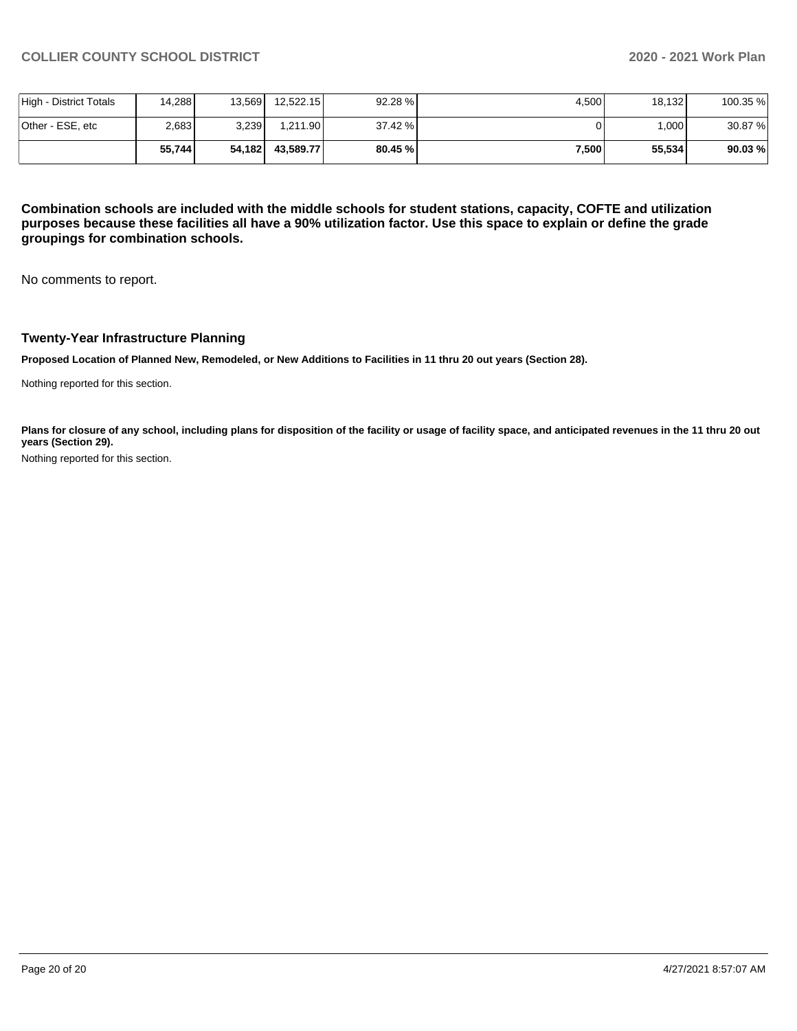| | | | | | | | |
|---|---|---|---|---|---|---|---|
| High - District Totals | 14,288 | 13,569 | 12,522.15 | 92.28 % | 4,500 | 18,132 | 100.35 % |
| Other - ESE, etc | 2,683 | 3,239 | 1,211.90 | 37.42 % | 0 | 1,000 | 30.87 % |
| | **55,744** | **54,182** | **43,589.77** | **80.45 %** | **7,500** | **55,534** | **90.03 %** |

**Combination schools are included with the middle schools for student stations, capacity, COFTE and utilization purposes because these facilities all have a 90% utilization factor. Use this space to explain or define the grade groupings for combination schools.**

No comments to report.

### Twenty-Year Infrastructure Planning

**Proposed Location of Planned New, Remodeled, or New Additions to Facilities in 11 thru 20 out years (Section 28).**

Nothing reported for this section.

**Plans for closure of any school, including plans for disposition of the facility or usage of facility space, and anticipated revenues in the 11 thru 20 out years (Section 29).**

Nothing reported for this section.